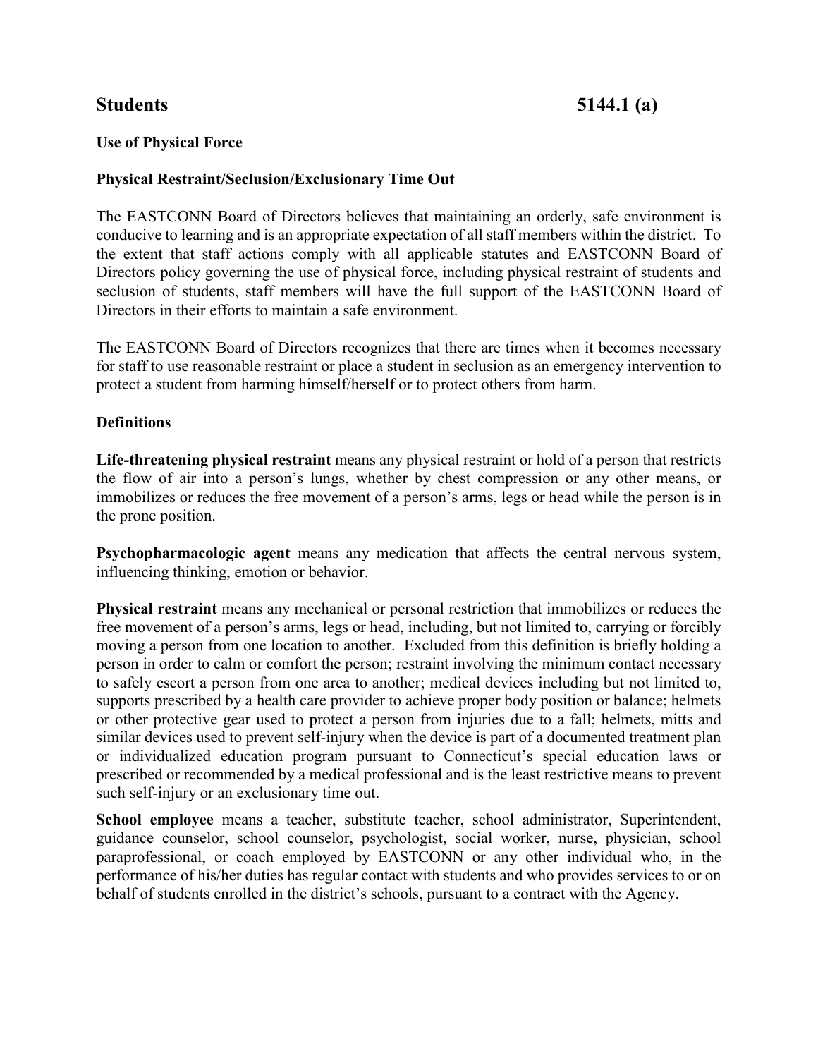# Students 5144.1 (a)

**Use of Physical Force**

**Physical Restraint/Seclusion/Exclusionary Time Out**

The EASTCONN Board of Directors believes that maintaining an orderly, safe environment is conducive to learning and is an appropriate expectation of all staff members within the district. To the extent that staff actions comply with all applicable statutes and EASTCONN Board of Directors policy governing the use of physical force, including physical restraint of students and seclusion of students, staff members will have the full support of the EASTCONN Board of Directors in their efforts to maintain a safe environment.

The EASTCONN Board of Directors recognizes that there are times when it becomes necessary for staff to use reasonable restraint or place a student in seclusion as an emergency intervention to protect a student from harming himself/herself or to protect others from harm.

**Definitions**

**Life-threatening physical restraint** means any physical restraint or hold of a person that restricts the flow of air into a person's lungs, whether by chest compression or any other means, or immobilizes or reduces the free movement of a person's arms, legs or head while the person is in the prone position.

**Psychopharmacologic agent** means any medication that affects the central nervous system, influencing thinking, emotion or behavior.

**Physical restraint** means any mechanical or personal restriction that immobilizes or reduces the free movement of a person's arms, legs or head, including, but not limited to, carrying or forcibly moving a person from one location to another. Excluded from this definition is briefly holding a person in order to calm or comfort the person; restraint involving the minimum contact necessary to safely escort a person from one area to another; medical devices including but not limited to, supports prescribed by a health care provider to achieve proper body position or balance; helmets or other protective gear used to protect a person from injuries due to a fall; helmets, mitts and similar devices used to prevent self-injury when the device is part of a documented treatment plan or individualized education program pursuant to Connecticut's special education laws or prescribed or recommended by a medical professional and is the least restrictive means to prevent such self-injury or an exclusionary time out.

**School employee** means a teacher, substitute teacher, school administrator, Superintendent, guidance counselor, school counselor, psychologist, social worker, nurse, physician, school paraprofessional, or coach employed by EASTCONN or any other individual who, in the performance of his/her duties has regular contact with students and who provides services to or on behalf of students enrolled in the district's schools, pursuant to a contract with the Agency.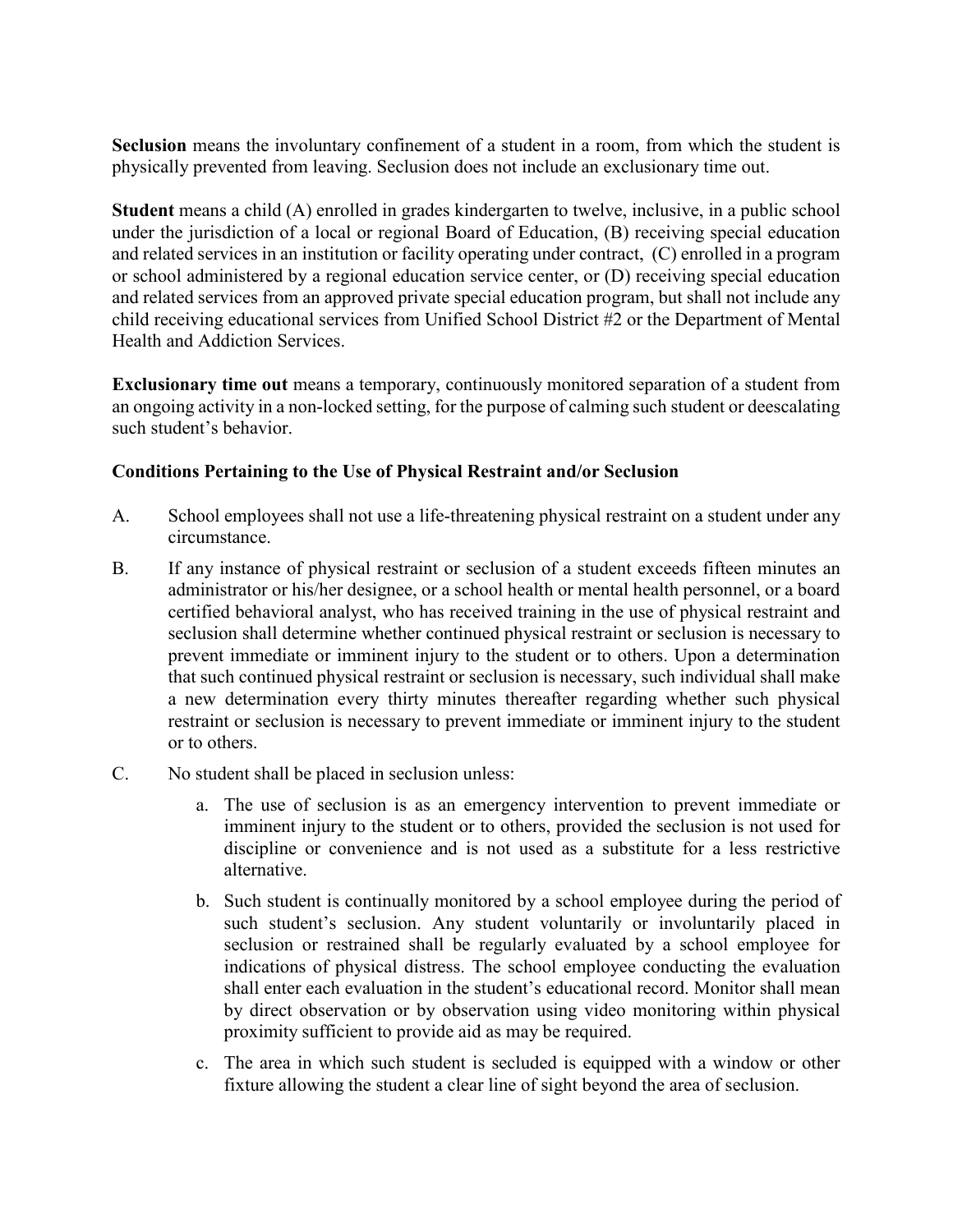**Seclusion** means the involuntary confinement of a student in a room, from which the student is physically prevented from leaving. Seclusion does not include an exclusionary time out.

**Student** means a child (A) enrolled in grades kindergarten to twelve, inclusive, in a public school under the jurisdiction of a local or regional Board of Education, (B) receiving special education and related services in an institution or facility operating under contract, (C) enrolled in a program or school administered by a regional education service center, or (D) receiving special education and related services from an approved private special education program, but shall not include any child receiving educational services from Unified School District #2 or the Department of Mental Health and Addiction Services.

**Exclusionary time out** means a temporary, continuously monitored separation of a student from an ongoing activity in a non-locked setting, for the purpose of calming such student or deescalating such student's behavior.

**Conditions Pertaining to the Use of Physical Restraint and/or Seclusion**

A. School employees shall not use a life-threatening physical restraint on a student under any circumstance.

B. If any instance of physical restraint or seclusion of a student exceeds fifteen minutes an administrator or his/her designee, or a school health or mental health personnel, or a board certified behavioral analyst, who has received training in the use of physical restraint and seclusion shall determine whether continued physical restraint or seclusion is necessary to prevent immediate or imminent injury to the student or to others. Upon a determination that such continued physical restraint or seclusion is necessary, such individual shall make a new determination every thirty minutes thereafter regarding whether such physical restraint or seclusion is necessary to prevent immediate or imminent injury to the student or to others.

C. No student shall be placed in seclusion unless:

   a. The use of seclusion is as an emergency intervention to prevent immediate or imminent injury to the student or to others, provided the seclusion is not used for discipline or convenience and is not used as a substitute for a less restrictive alternative.

   b. Such student is continually monitored by a school employee during the period of such student's seclusion. Any student voluntarily or involuntarily placed in seclusion or restrained shall be regularly evaluated by a school employee for indications of physical distress. The school employee conducting the evaluation shall enter each evaluation in the student's educational record. Monitor shall mean by direct observation or by observation using video monitoring within physical proximity sufficient to provide aid as may be required.

   c. The area in which such student is secluded is equipped with a window or other fixture allowing the student a clear line of sight beyond the area of seclusion.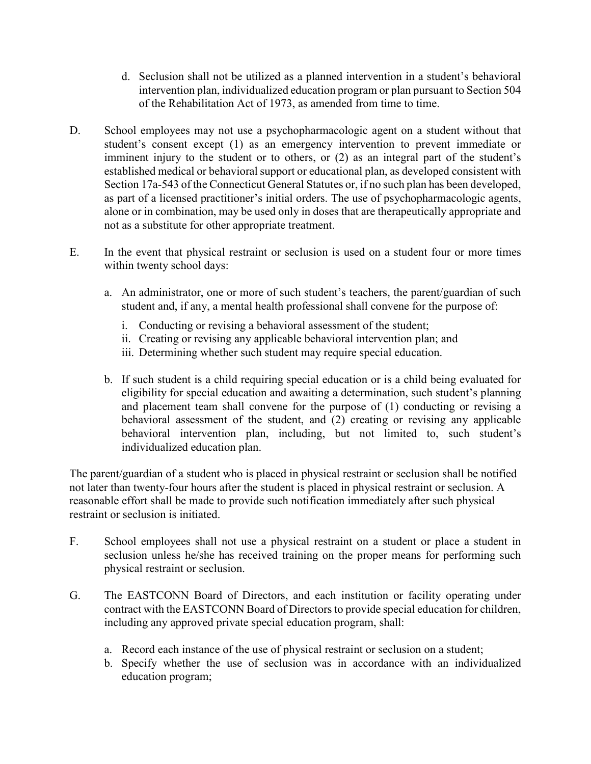d. Seclusion shall not be utilized as a planned intervention in a student's behavioral intervention plan, individualized education program or plan pursuant to Section 504 of the Rehabilitation Act of 1973, as amended from time to time.

D. School employees may not use a psychopharmacologic agent on a student without that student's consent except (1) as an emergency intervention to prevent immediate or imminent injury to the student or to others, or (2) as an integral part of the student's established medical or behavioral support or educational plan, as developed consistent with Section 17a-543 of the Connecticut General Statutes or, if no such plan has been developed, as part of a licensed practitioner's initial orders. The use of psychopharmacologic agents, alone or in combination, may be used only in doses that are therapeutically appropriate and not as a substitute for other appropriate treatment.

E. In the event that physical restraint or seclusion is used on a student four or more times within twenty school days:

   a. An administrator, one or more of such student's teachers, the parent/guardian of such student and, if any, a mental health professional shall convene for the purpose of:

      i. Conducting or revising a behavioral assessment of the student;
      ii. Creating or revising any applicable behavioral intervention plan; and
      iii. Determining whether such student may require special education.

   b. If such student is a child requiring special education or is a child being evaluated for eligibility for special education and awaiting a determination, such student's planning and placement team shall convene for the purpose of (1) conducting or revising a behavioral assessment of the student, and (2) creating or revising any applicable behavioral intervention plan, including, but not limited to, such student's individualized education plan.

The parent/guardian of a student who is placed in physical restraint or seclusion shall be notified not later than twenty-four hours after the student is placed in physical restraint or seclusion. A reasonable effort shall be made to provide such notification immediately after such physical restraint or seclusion is initiated.

F. School employees shall not use a physical restraint on a student or place a student in seclusion unless he/she has received training on the proper means for performing such physical restraint or seclusion.

G. The EASTCONN Board of Directors, and each institution or facility operating under contract with the EASTCONN Board of Directors to provide special education for children, including any approved private special education program, shall:

   a. Record each instance of the use of physical restraint or seclusion on a student;
   b. Specify whether the use of seclusion was in accordance with an individualized education program;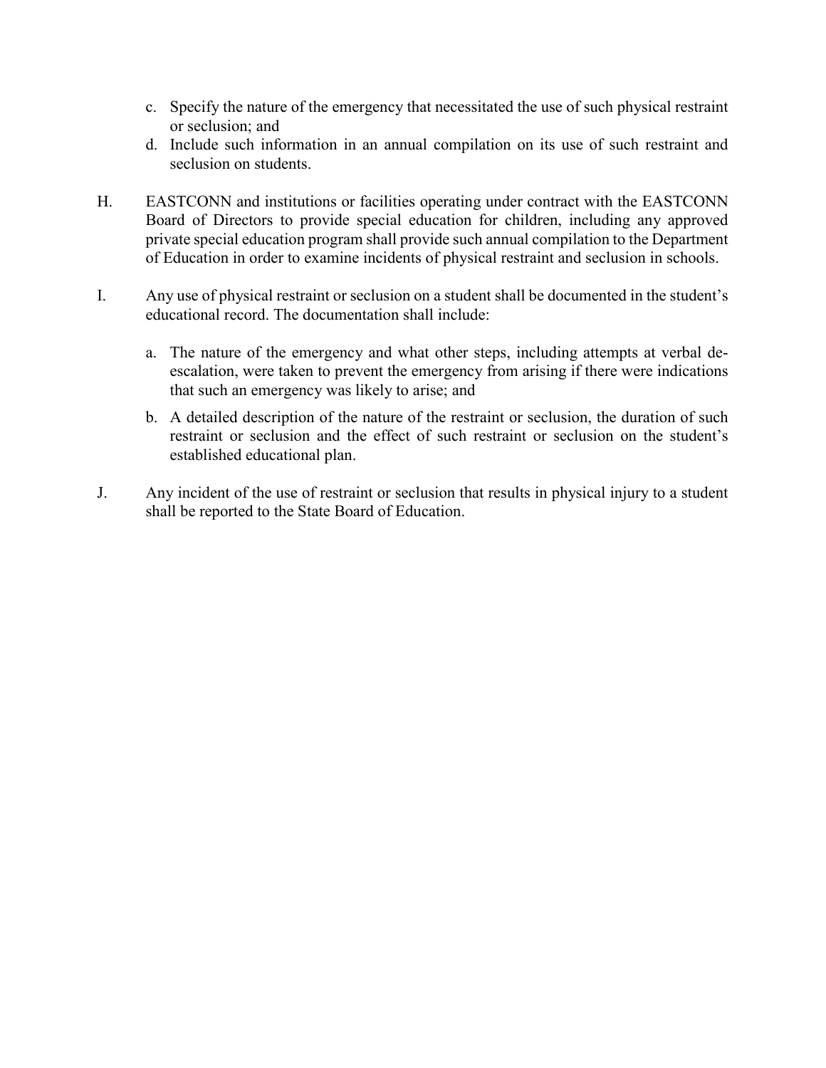c. Specify the nature of the emergency that necessitated the use of such physical restraint or seclusion; and
d. Include such information in an annual compilation on its use of such restraint and seclusion on students.

H. EASTCONN and institutions or facilities operating under contract with the EASTCONN Board of Directors to provide special education for children, including any approved private special education program shall provide such annual compilation to the Department of Education in order to examine incidents of physical restraint and seclusion in schools.

I. Any use of physical restraint or seclusion on a student shall be documented in the student's educational record. The documentation shall include:

a. The nature of the emergency and what other steps, including attempts at verbal de-escalation, were taken to prevent the emergency from arising if there were indications that such an emergency was likely to arise; and

b. A detailed description of the nature of the restraint or seclusion, the duration of such restraint or seclusion and the effect of such restraint or seclusion on the student's established educational plan.

J. Any incident of the use of restraint or seclusion that results in physical injury to a student shall be reported to the State Board of Education.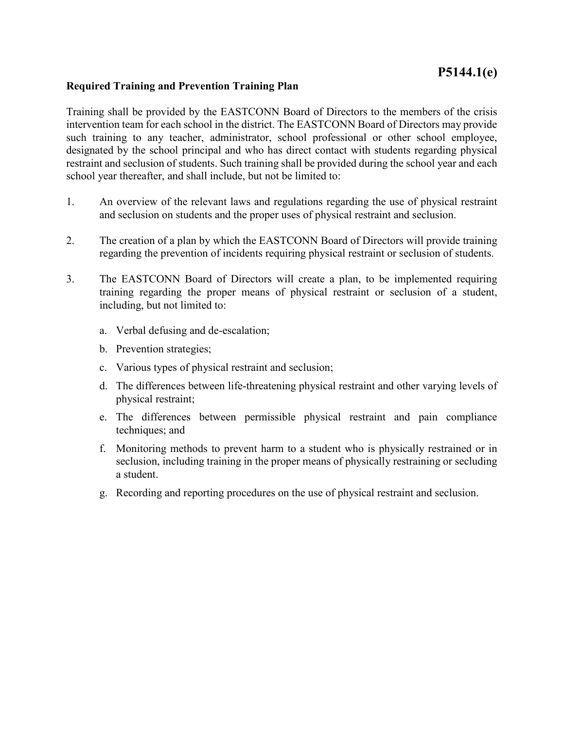**P5144.1(e)**

**Required Training and Prevention Training Plan**

Training shall be provided by the EASTCONN Board of Directors to the members of the crisis intervention team for each school in the district. The EASTCONN Board of Directors may provide such training to any teacher, administrator, school professional or other school employee, designated by the school principal and who has direct contact with students regarding physical restraint and seclusion of students. Such training shall be provided during the school year and each school year thereafter, and shall include, but not be limited to:

1. An overview of the relevant laws and regulations regarding the use of physical restraint and seclusion on students and the proper uses of physical restraint and seclusion.

2. The creation of a plan by which the EASTCONN Board of Directors will provide training regarding the prevention of incidents requiring physical restraint or seclusion of students.

3. The EASTCONN Board of Directors will create a plan, to be implemented requiring training regarding the proper means of physical restraint or seclusion of a student, including, but not limited to:

   a. Verbal defusing and de-escalation;

   b. Prevention strategies;

   c. Various types of physical restraint and seclusion;

   d. The differences between life-threatening physical restraint and other varying levels of physical restraint;

   e. The differences between permissible physical restraint and pain compliance techniques; and

   f. Monitoring methods to prevent harm to a student who is physically restrained or in seclusion, including training in the proper means of physically restraining or secluding a student.

   g. Recording and reporting procedures on the use of physical restraint and seclusion.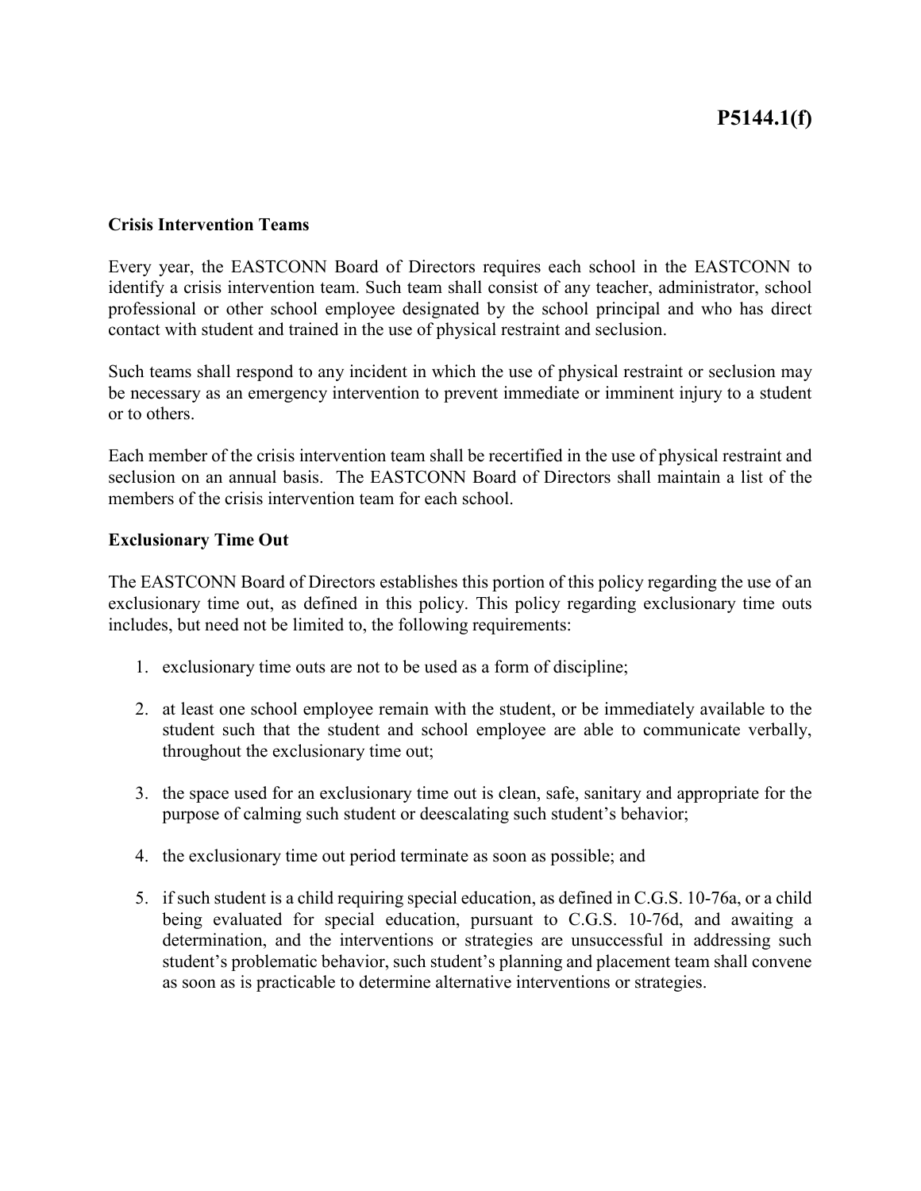**Crisis Intervention Teams**

Every year, the EASTCONN Board of Directors requires each school in the EASTCONN to identify a crisis intervention team. Such team shall consist of any teacher, administrator, school professional or other school employee designated by the school principal and who has direct contact with student and trained in the use of physical restraint and seclusion.

Such teams shall respond to any incident in which the use of physical restraint or seclusion may be necessary as an emergency intervention to prevent immediate or imminent injury to a student or to others.

Each member of the crisis intervention team shall be recertified in the use of physical restraint and seclusion on an annual basis. The EASTCONN Board of Directors shall maintain a list of the members of the crisis intervention team for each school.

**Exclusionary Time Out**

The EASTCONN Board of Directors establishes this portion of this policy regarding the use of an exclusionary time out, as defined in this policy. This policy regarding exclusionary time outs includes, but need not be limited to, the following requirements:

1. exclusionary time outs are not to be used as a form of discipline;

2. at least one school employee remain with the student, or be immediately available to the student such that the student and school employee are able to communicate verbally, throughout the exclusionary time out;

3. the space used for an exclusionary time out is clean, safe, sanitary and appropriate for the purpose of calming such student or deescalating such student's behavior;

4. the exclusionary time out period terminate as soon as possible; and

5. if such student is a child requiring special education, as defined in C.G.S. 10-76a, or a child being evaluated for special education, pursuant to C.G.S. 10-76d, and awaiting a determination, and the interventions or strategies are unsuccessful in addressing such student's problematic behavior, such student's planning and placement team shall convene as soon as is practicable to determine alternative interventions or strategies.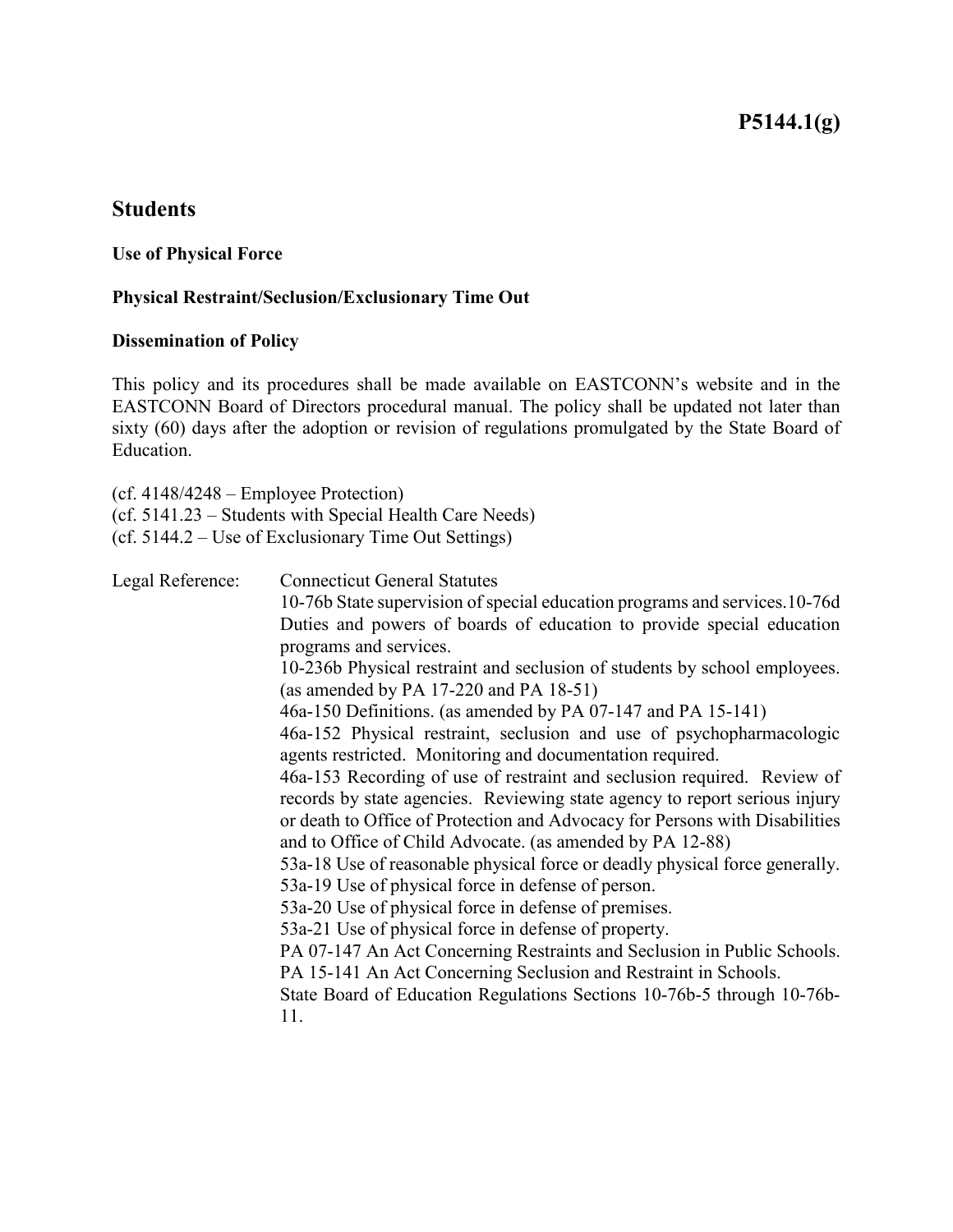# P5144.1(g)

## Students

**Use of Physical Force**

**Physical Restraint/Seclusion/Exclusionary Time Out**

**Dissemination of Policy**

This policy and its procedures shall be made available on EASTCONN's website and in the EASTCONN Board of Directors procedural manual. The policy shall be updated not later than sixty (60) days after the adoption or revision of regulations promulgated by the State Board of Education.

(cf. 4148/4248 – Employee Protection)
(cf. 5141.23 – Students with Special Health Care Needs)
(cf. 5144.2 – Use of Exclusionary Time Out Settings)

Legal Reference: Connecticut General Statutes

10-76b State supervision of special education programs and services.10-76d Duties and powers of boards of education to provide special education programs and services.

10-236b Physical restraint and seclusion of students by school employees. (as amended by PA 17-220 and PA 18-51)

46a-150 Definitions. (as amended by PA 07-147 and PA 15-141)

46a-152 Physical restraint, seclusion and use of psychopharmacologic agents restricted. Monitoring and documentation required.

46a-153 Recording of use of restraint and seclusion required. Review of records by state agencies. Reviewing state agency to report serious injury or death to Office of Protection and Advocacy for Persons with Disabilities and to Office of Child Advocate. (as amended by PA 12-88)

53a-18 Use of reasonable physical force or deadly physical force generally.

53a-19 Use of physical force in defense of person.

53a-20 Use of physical force in defense of premises.

53a-21 Use of physical force in defense of property.

PA 07-147 An Act Concerning Restraints and Seclusion in Public Schools.

PA 15-141 An Act Concerning Seclusion and Restraint in Schools.

State Board of Education Regulations Sections 10-76b-5 through 10-76b-11.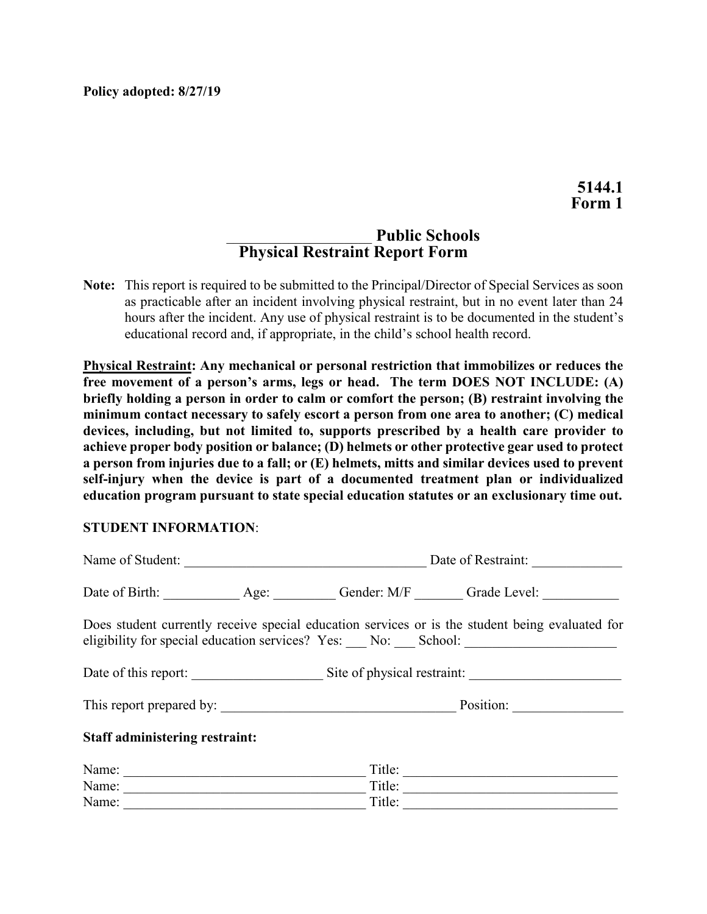**Policy adopted: 8/27/19**

**5144.1**
**Form 1**

## __________________ Public Schools
## Physical Restraint Report Form

**Note:** This report is required to be submitted to the Principal/Director of Special Services as soon as practicable after an incident involving physical restraint, but in no event later than 24 hours after the incident. Any use of physical restraint is to be documented in the student's educational record and, if appropriate, in the child's school health record.

**Physical Restraint: Any mechanical or personal restriction that immobilizes or reduces the free movement of a person's arms, legs or head. The term DOES NOT INCLUDE: (A) briefly holding a person in order to calm or comfort the person; (B) restraint involving the minimum contact necessary to safely escort a person from one area to another; (C) medical devices, including, but not limited to, supports prescribed by a health care provider to achieve proper body position or balance; (D) helmets or other protective gear used to protect a person from injuries due to a fall; or (E) helmets, mitts and similar devices used to prevent self-injury when the device is part of a documented treatment plan or individualized education program pursuant to state special education statutes or an exclusionary time out.**

**STUDENT INFORMATION**:

Name of Student: ____________________________________ Date of Restraint: _____________

Date of Birth: ___________ Age: _________ Gender: M/F _______ Grade Level: ___________

Does student currently receive special education services or is the student being evaluated for eligibility for special education services? Yes: ___ No: ___ School: ______________________

Date of this report: ___________________ Site of physical restraint: ______________________

This report prepared by: __________________________________ Position: ________________

**Staff administering restraint:**

Name: __________________________________ Title: ______________________________
Name: __________________________________ Title: ______________________________
Name: __________________________________ Title: ______________________________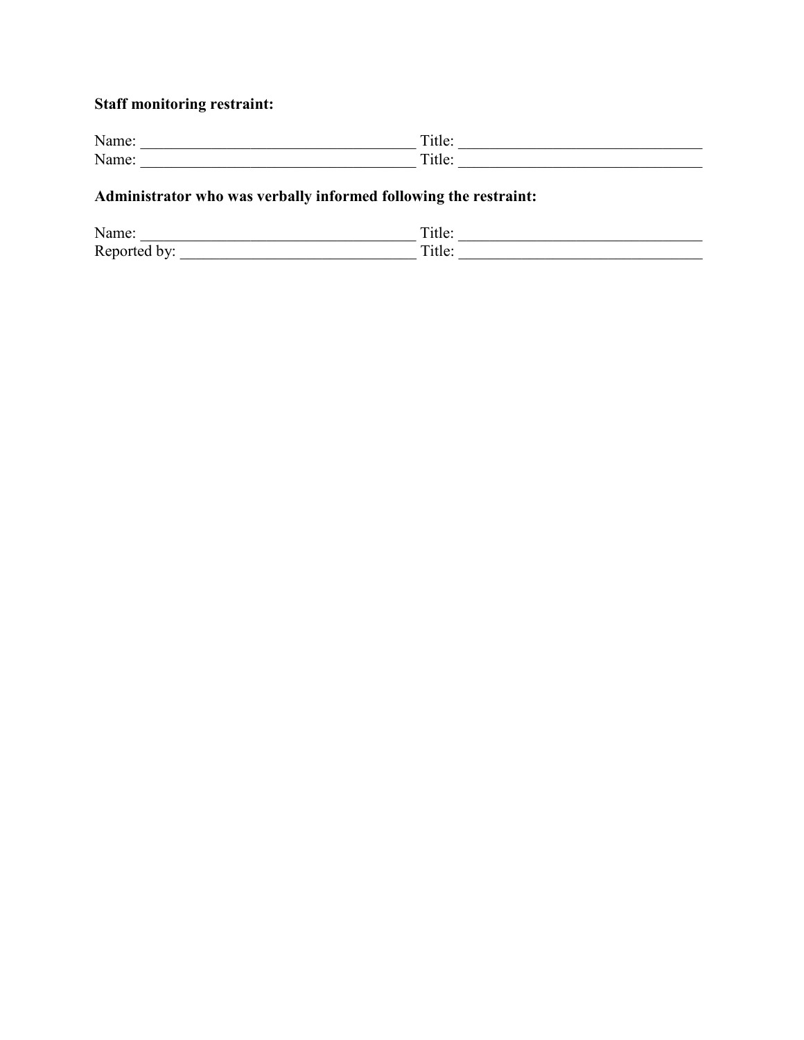**Staff monitoring restraint:**

Name: ___________________________________ Title: _______________________________
Name: ___________________________________ Title: _______________________________

**Administrator who was verbally informed following the restraint:**

Name: ___________________________________ Title: _______________________________
Reported by: ______________________________ Title: _______________________________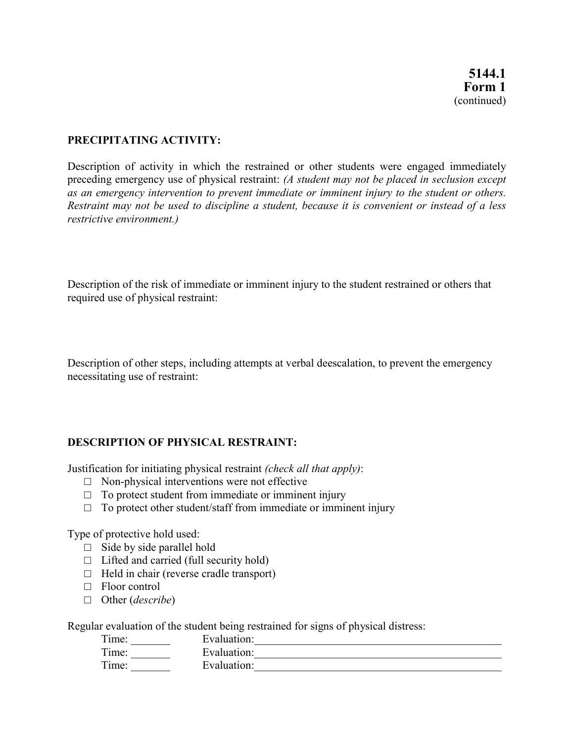**5144.1**
**Form 1**
(continued)

**PRECIPITATING ACTIVITY:**

Description of activity in which the restrained or other students were engaged immediately preceding emergency use of physical restraint: *(A student may not be placed in seclusion except as an emergency intervention to prevent immediate or imminent injury to the student or others. Restraint may not be used to discipline a student, because it is convenient or instead of a less restrictive environment.)*

Description of the risk of immediate or imminent injury to the student restrained or others that required use of physical restraint:

Description of other steps, including attempts at verbal deescalation, to prevent the emergency necessitating use of restraint:

**DESCRIPTION OF PHYSICAL RESTRAINT:**

Justification for initiating physical restraint *(check all that apply)*:

- □ Non-physical interventions were not effective
- □ To protect student from immediate or imminent injury
- □ To protect other student/staff from immediate or imminent injury

Type of protective hold used:

- □ Side by side parallel hold
- □ Lifted and carried (full security hold)
- □ Held in chair (reverse cradle transport)
- □ Floor control
- □ Other (*describe*)

Regular evaluation of the student being restrained for signs of physical distress:

Time: _______ Evaluation:_____________________________________________
Time: _______ Evaluation:_____________________________________________
Time: _______ Evaluation:_____________________________________________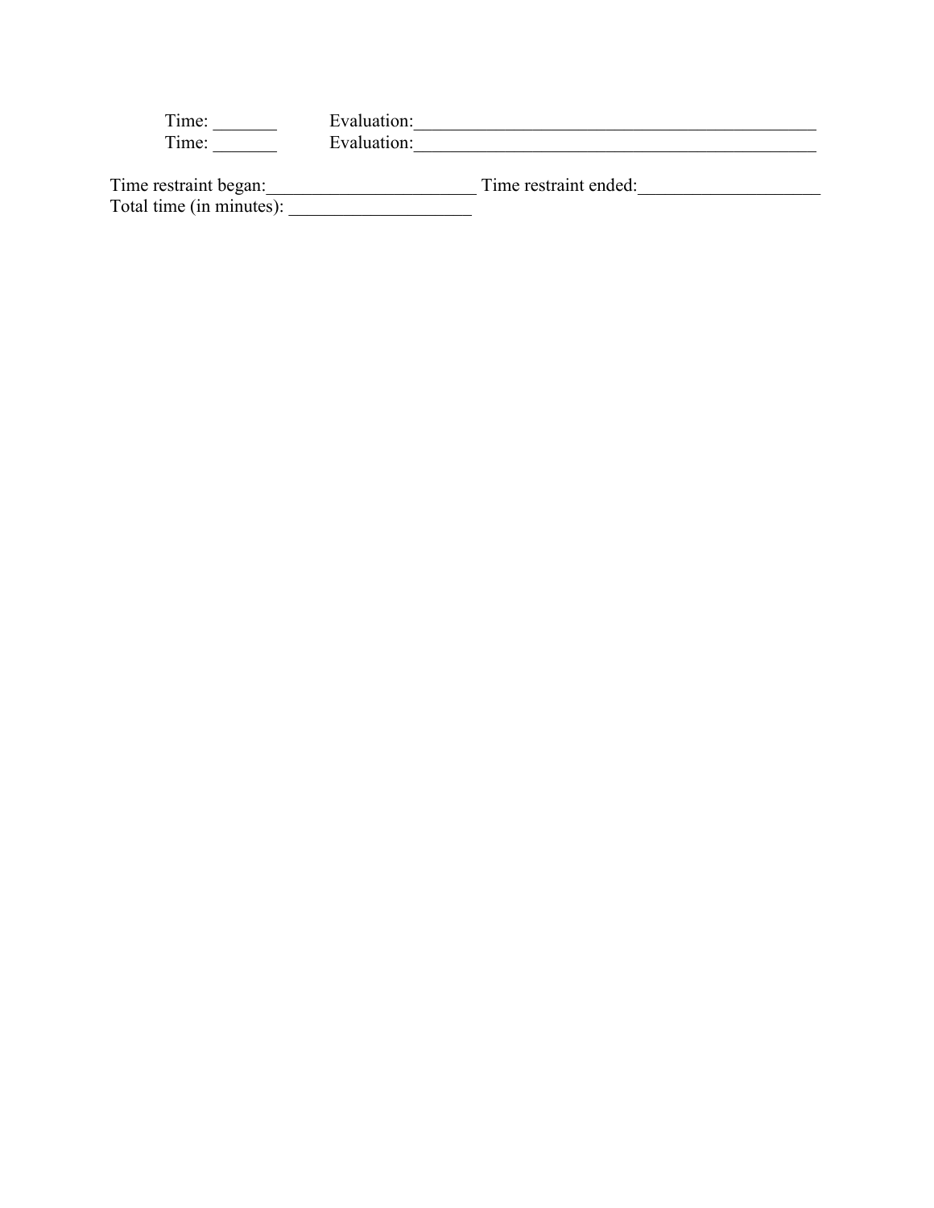Time: _______ Evaluation:_____________________________________________

Time: _______ Evaluation:_____________________________________________

Time restraint began:_______________________ Time restraint ended:____________________

Total time (in minutes): ____________________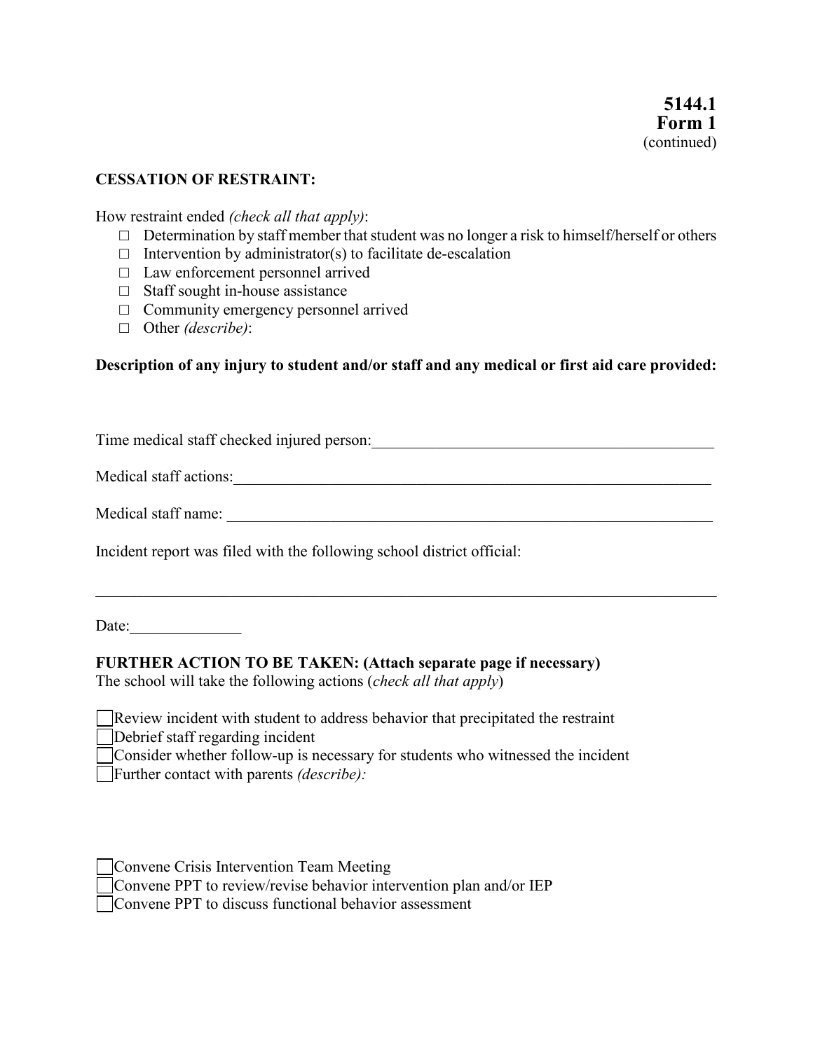**5144.1**
**Form 1**
(continued)

**CESSATION OF RESTRAINT:**

How restraint ended *(check all that apply)*:

- □ Determination by staff member that student was no longer a risk to himself/herself or others
- □ Intervention by administrator(s) to facilitate de-escalation
- □ Law enforcement personnel arrived
- □ Staff sought in-house assistance
- □ Community emergency personnel arrived
- □ Other *(describe)*:

**Description of any injury to student and/or staff and any medical or first aid care provided:**

Time medical staff checked injured person:______________________________________________

Medical staff actions:_________________________________________________________________

Medical staff name: __________________________________________________________________

Incident report was filed with the following school district official:

______________________________________________________________________________________

Date:______________

**FURTHER ACTION TO BE TAKEN: (Attach separate page if necessary)**
The school will take the following actions (*check all that apply*)

- ☐ Review incident with student to address behavior that precipitated the restraint
- ☐ Debrief staff regarding incident
- ☐ Consider whether follow-up is necessary for students who witnessed the incident
- ☐ Further contact with parents *(describe):*

- ☐ Convene Crisis Intervention Team Meeting
- ☐ Convene PPT to review/revise behavior intervention plan and/or IEP
- ☐ Convene PPT to discuss functional behavior assessment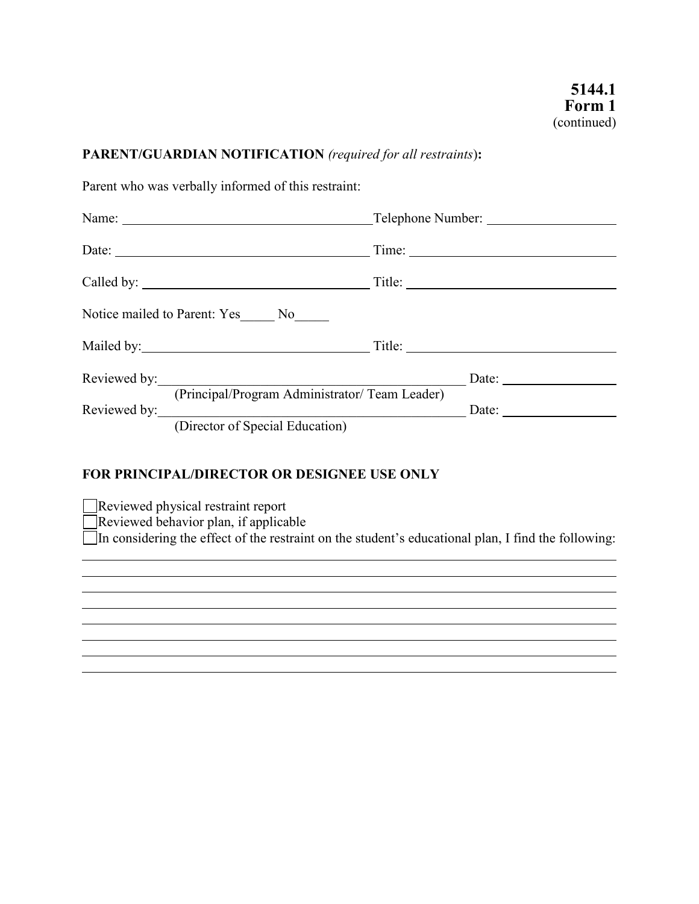**5144.1**
**Form 1**
(continued)

**PARENT/GUARDIAN NOTIFICATION** *(required for all restraints)***:**

Parent who was verbally informed of this restraint:

Name: ______________________________ Telephone Number: ____________________

Date: ______________________________ Time: ______________________________

Called by: ______________________________ Title: ______________________________

Notice mailed to Parent: Yes_____ No_____

Mailed by: ______________________________ Title: ______________________________

Reviewed by: ______________________________________ Date: __________________
(Principal/Program Administrator/ Team Leader)

Reviewed by: ______________________________________ Date: __________________
(Director of Special Education)

**FOR PRINCIPAL/DIRECTOR OR DESIGNEE USE ONLY**

- [ ] Reviewed physical restraint report
- [ ] Reviewed behavior plan, if applicable
- [ ] In considering the effect of the restraint on the student's educational plan, I find the following:

______________________________________________________________________________

______________________________________________________________________________

______________________________________________________________________________

______________________________________________________________________________

______________________________________________________________________________

______________________________________________________________________________

______________________________________________________________________________

______________________________________________________________________________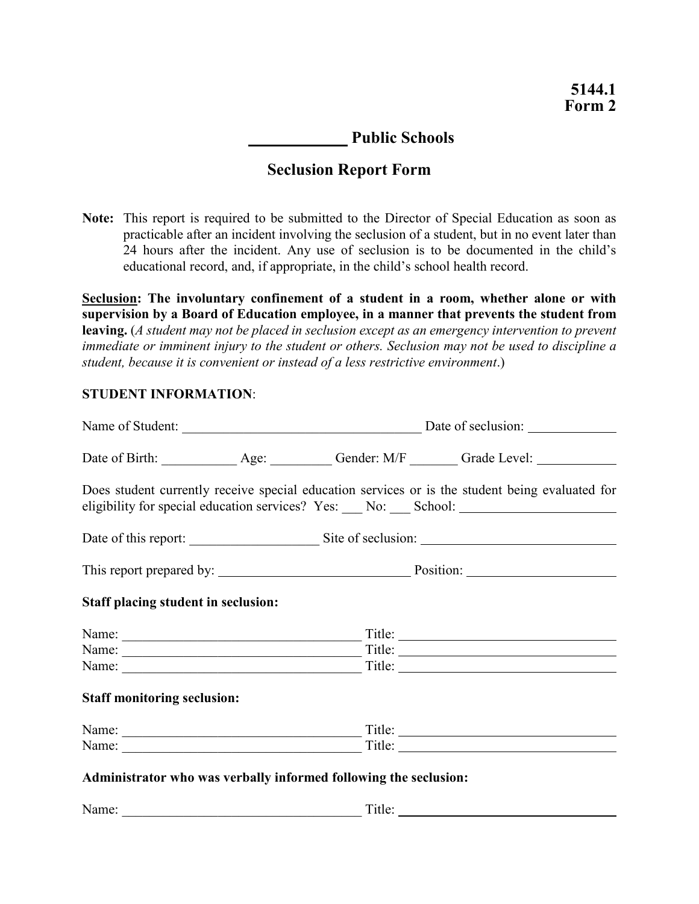**5144.1**
**Form 2**

# ____________ Public Schools

## Seclusion Report Form

**Note:** This report is required to be submitted to the Director of Special Education as soon as practicable after an incident involving the seclusion of a student, but in no event later than 24 hours after the incident. Any use of seclusion is to be documented in the child's educational record, and, if appropriate, in the child's school health record.

**Seclusion: The involuntary confinement of a student in a room, whether alone or with supervision by a Board of Education employee, in a manner that prevents the student from leaving.** (*A student may not be placed in seclusion except as an emergency intervention to prevent immediate or imminent injury to the student or others. Seclusion may not be used to discipline a student, because it is convenient or instead of a less restrictive environment*.)

**STUDENT INFORMATION**:

Name of Student: ____________________________________ Date of seclusion: ____________

Date of Birth: ___________ Age: _________ Gender: M/F _______ Grade Level: ___________

Does student currently receive special education services or is the student being evaluated for eligibility for special education services? Yes: ___ No: ___ School: ______________________

Date of this report: __________________ Site of seclusion: ____________________________

This report prepared by: ____________________________ Position: _____________________

**Staff placing student in seclusion:**

Name: __________________________________ Title: ________________________________
Name: __________________________________ Title: ________________________________
Name: __________________________________ Title: ________________________________

**Staff monitoring seclusion:**

Name: __________________________________ Title: ________________________________
Name: __________________________________ Title: ________________________________

**Administrator who was verbally informed following the seclusion:**

Name: __________________________________ Title: ________________________________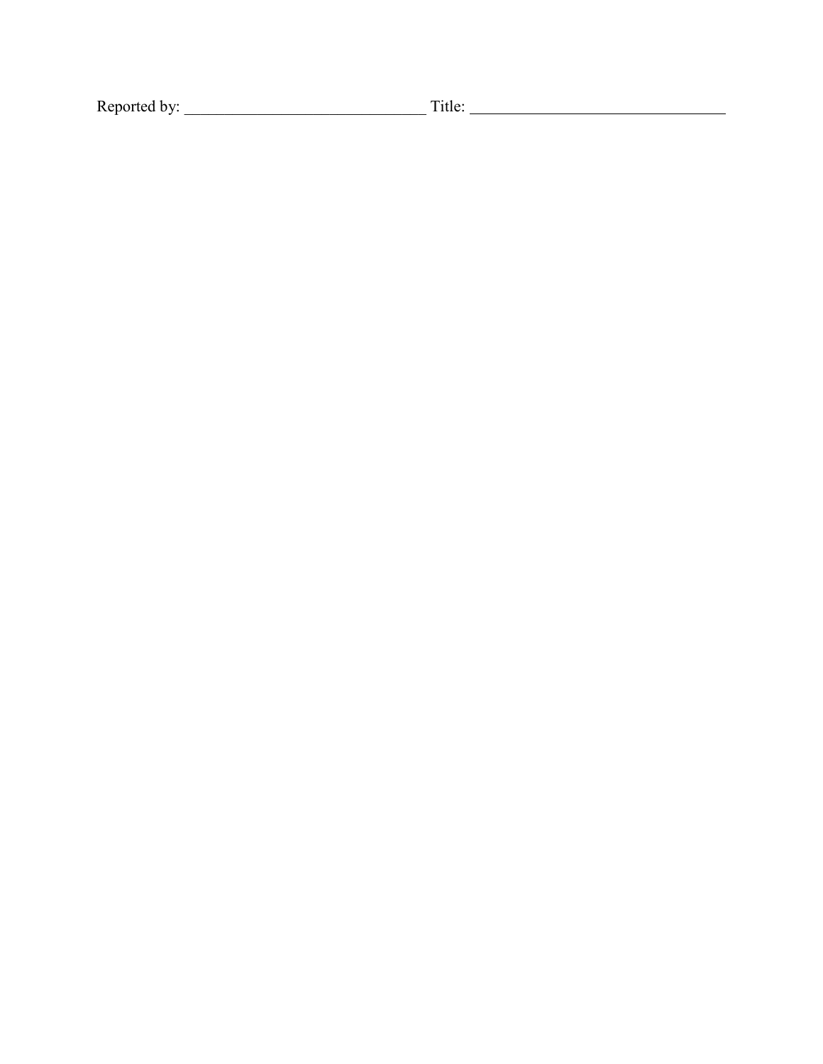Reported by: ________________________________ Title: __________________________________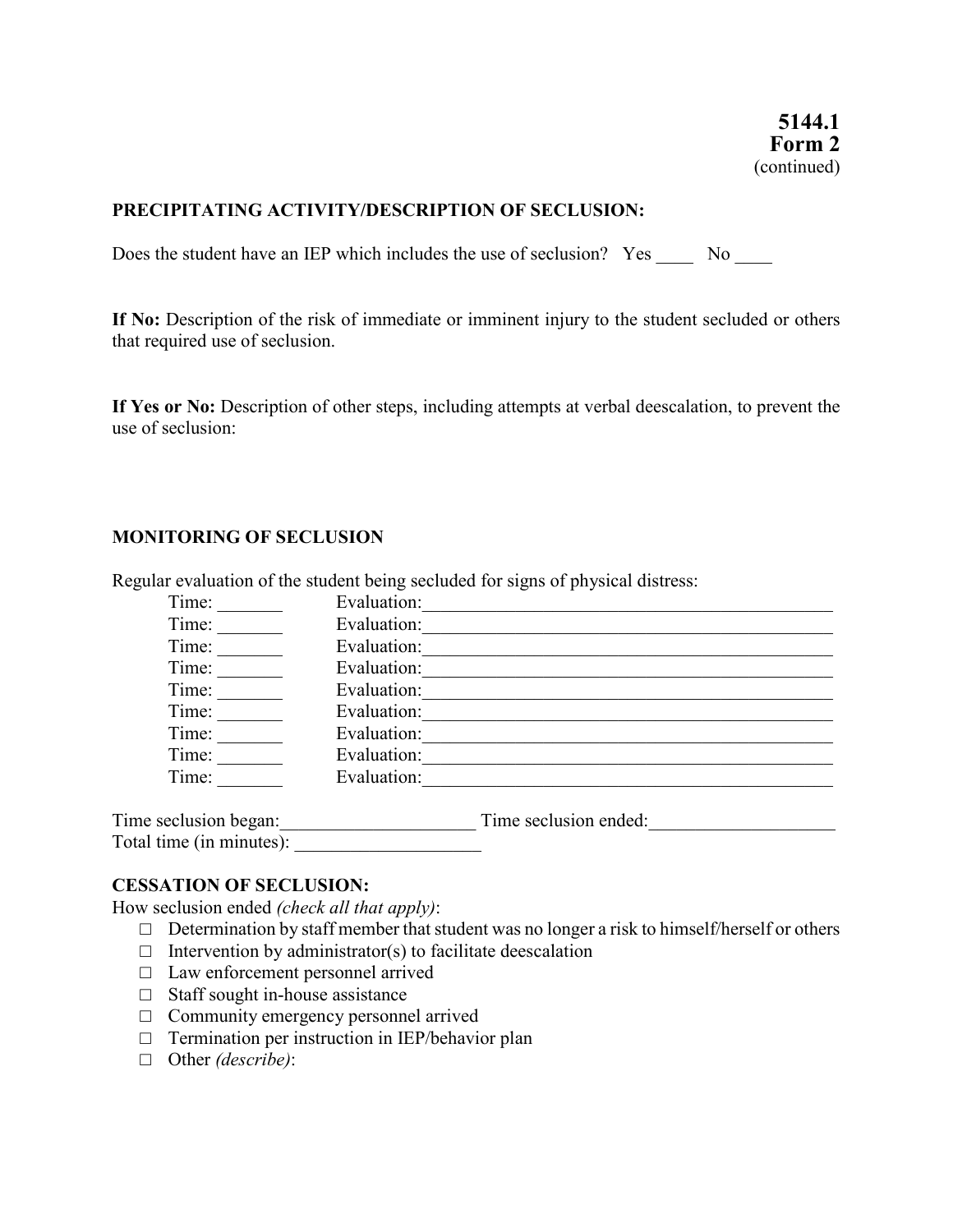**5144.1**
**Form 2**
(continued)

**PRECIPITATING ACTIVITY/DESCRIPTION OF SECLUSION:**

Does the student have an IEP which includes the use of seclusion? Yes ____ No ____

**If No:** Description of the risk of immediate or imminent injury to the student secluded or others that required use of seclusion.

**If Yes or No:** Description of other steps, including attempts at verbal deescalation, to prevent the use of seclusion:

**MONITORING OF SECLUSION**

Regular evaluation of the student being secluded for signs of physical distress:

Time: _______ Evaluation:_______________________________________________
Time: _______ Evaluation:_______________________________________________
Time: _______ Evaluation:_______________________________________________
Time: _______ Evaluation:_______________________________________________
Time: _______ Evaluation:_______________________________________________
Time: _______ Evaluation:_______________________________________________
Time: _______ Evaluation:_______________________________________________
Time: _______ Evaluation:_______________________________________________
Time: _______ Evaluation:_______________________________________________

Time seclusion began:_____________________ Time seclusion ended:____________________
Total time (in minutes): ____________________

**CESSATION OF SECLUSION:**

How seclusion ended *(check all that apply)*:

- □ Determination by staff member that student was no longer a risk to himself/herself or others
- □ Intervention by administrator(s) to facilitate deescalation
- □ Law enforcement personnel arrived
- □ Staff sought in-house assistance
- □ Community emergency personnel arrived
- □ Termination per instruction in IEP/behavior plan
- □ Other *(describe)*: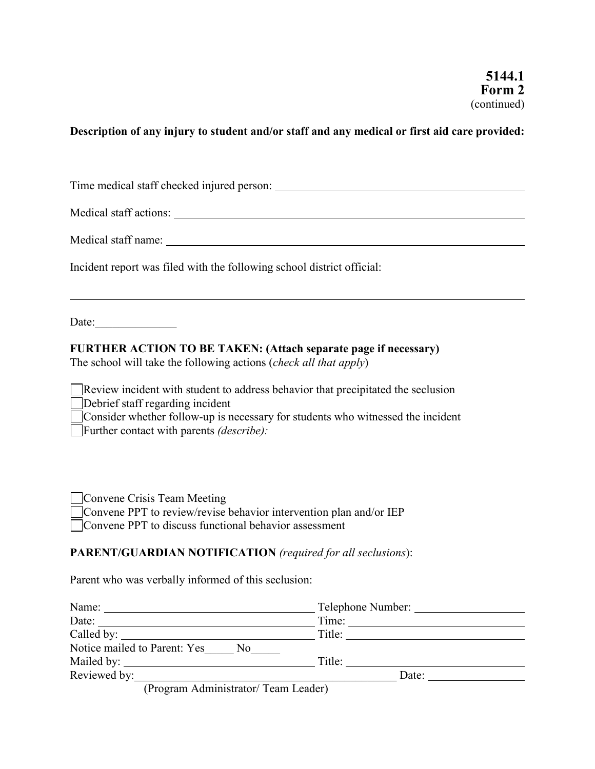**5144.1**
**Form 2**
(continued)

**Description of any injury to student and/or staff and any medical or first aid care provided:**

Time medical staff checked injured person: ______________________________

Medical staff actions: ______________________________

Medical staff name: ______________________________

Incident report was filed with the following school district official:

______________________________

Date: ______________

**FURTHER ACTION TO BE TAKEN: (Attach separate page if necessary)**
The school will take the following actions (*check all that apply*)

- ☐ Review incident with student to address behavior that precipitated the seclusion
- ☐ Debrief staff regarding incident
- ☐ Consider whether follow-up is necessary for students who witnessed the incident
- ☐ Further contact with parents *(describe):*

- ☐ Convene Crisis Team Meeting
- ☐ Convene PPT to review/revise behavior intervention plan and/or IEP
- ☐ Convene PPT to discuss functional behavior assessment

**PARENT/GUARDIAN NOTIFICATION** *(required for all seclusions)*:

Parent who was verbally informed of this seclusion:

Name: ______________________________ Telephone Number: ______________________________
Date: ______________________________ Time: ______________________________
Called by: ______________________________ Title: ______________________________
Notice mailed to Parent: Yes_____ No_____
Mailed by: ______________________________ Title: ______________________________
Reviewed by: ______________________________ Date: ______________________________
(Program Administrator/ Team Leader)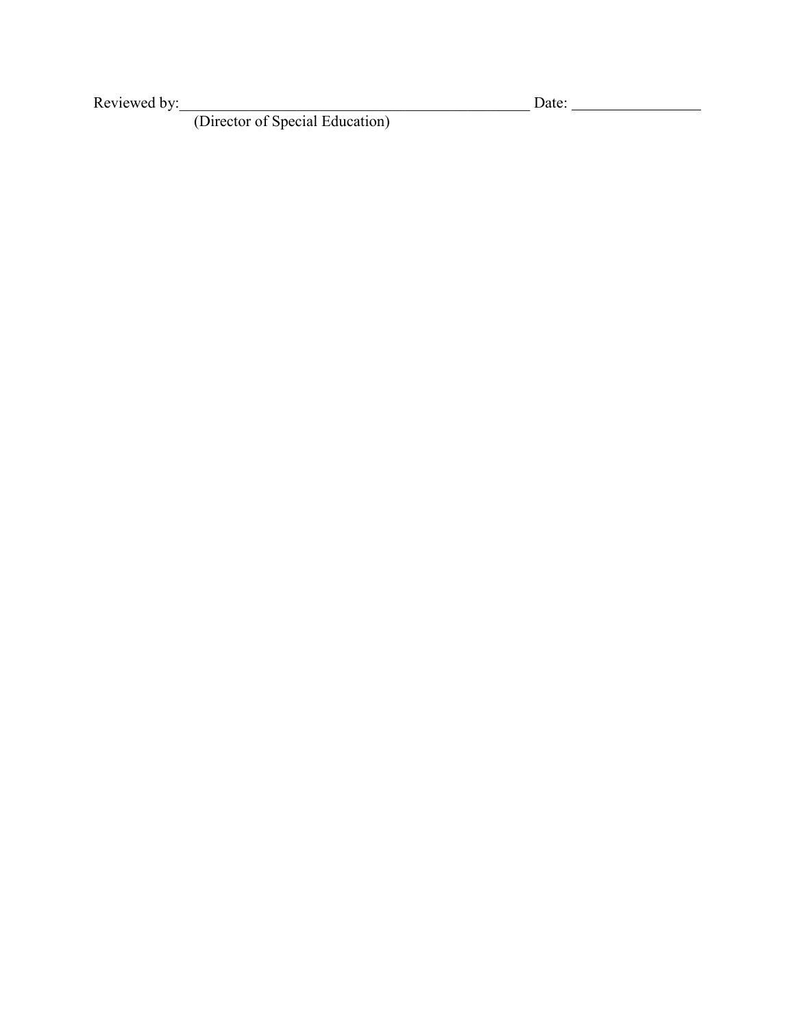Reviewed by:_______________________________________________ Date: _________________

(Director of Special Education)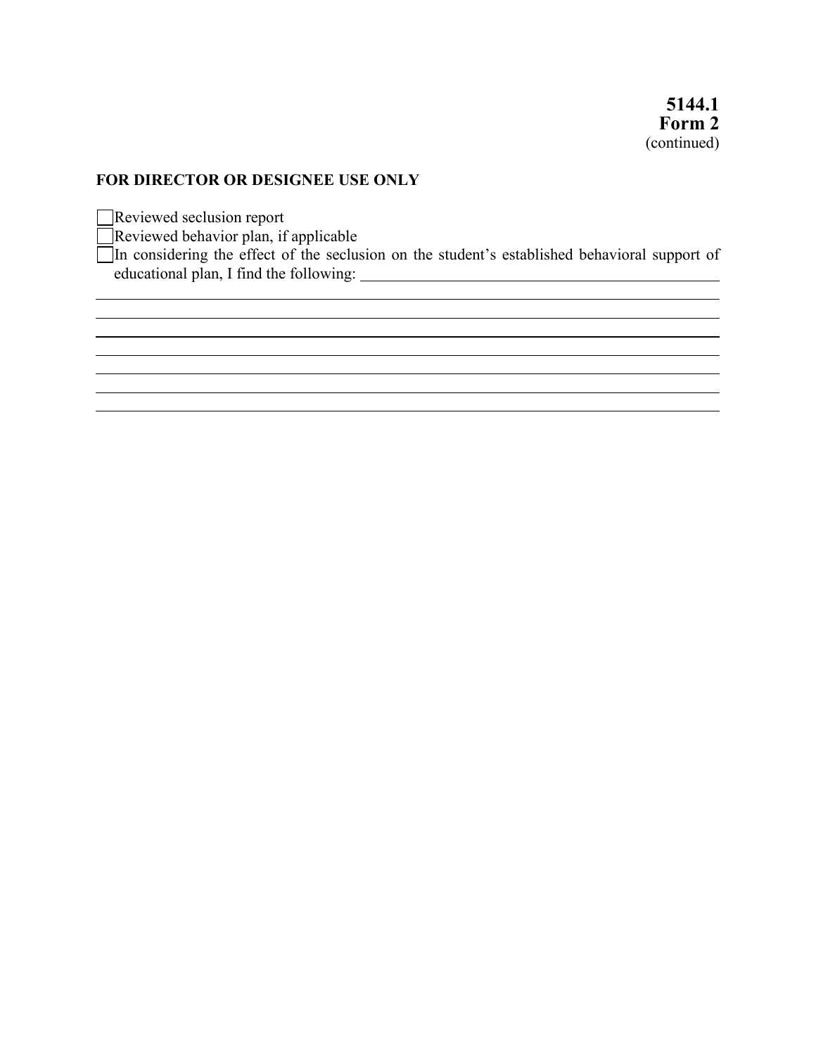**5144.1**
**Form 2**
(continued)

**FOR DIRECTOR OR DESIGNEE USE ONLY**

☐ Reviewed seclusion report
☐ Reviewed behavior plan, if applicable
☐ In considering the effect of the seclusion on the student's established behavioral support of educational plan, I find the following: ______________________________

______________________________________________________________________________
______________________________________________________________________________
______________________________________________________________________________
______________________________________________________________________________
______________________________________________________________________________
______________________________________________________________________________
______________________________________________________________________________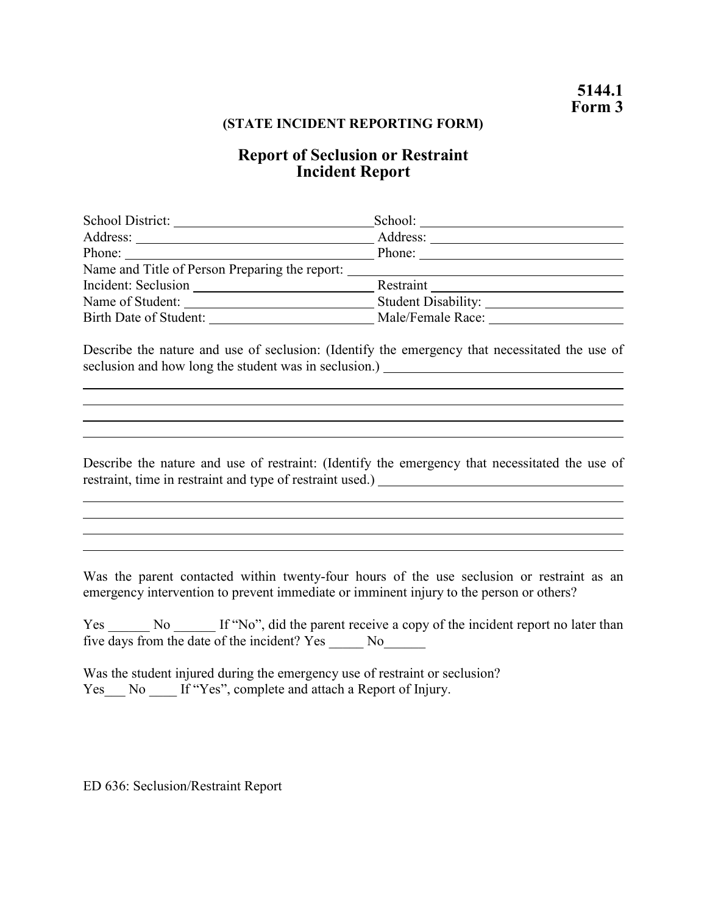**5144.1**
**Form 3**

**(STATE INCIDENT REPORTING FORM)**

## Report of Seclusion or Restraint Incident Report

School District: ______________________________ School: ______________________________
Address: ______________________________ Address: ______________________________
Phone: ______________________________ Phone: ______________________________
Name and Title of Person Preparing the report: ______________________________
Incident: Seclusion ______________________________ Restraint ______________________________
Name of Student: ______________________________ Student Disability: ______________________________
Birth Date of Student: ______________________________ Male/Female Race: ______________________________

Describe the nature and use of seclusion: (Identify the emergency that necessitated the use of seclusion and how long the student was in seclusion.) ______________________________

______________________________________________________________________________
______________________________________________________________________________
______________________________________________________________________________
______________________________________________________________________________

Describe the nature and use of restraint: (Identify the emergency that necessitated the use of restraint, time in restraint and type of restraint used.) ______________________________

______________________________________________________________________________
______________________________________________________________________________
______________________________________________________________________________
______________________________________________________________________________

Was the parent contacted within twenty-four hours of the use seclusion or restraint as an emergency intervention to prevent immediate or imminent injury to the person or others?

Yes ______ No ______ If "No", did the parent receive a copy of the incident report no later than five days from the date of the incident? Yes _____ No______

Was the student injured during the emergency use of restraint or seclusion?
Yes___ No ____ If "Yes", complete and attach a Report of Injury.

ED 636: Seclusion/Restraint Report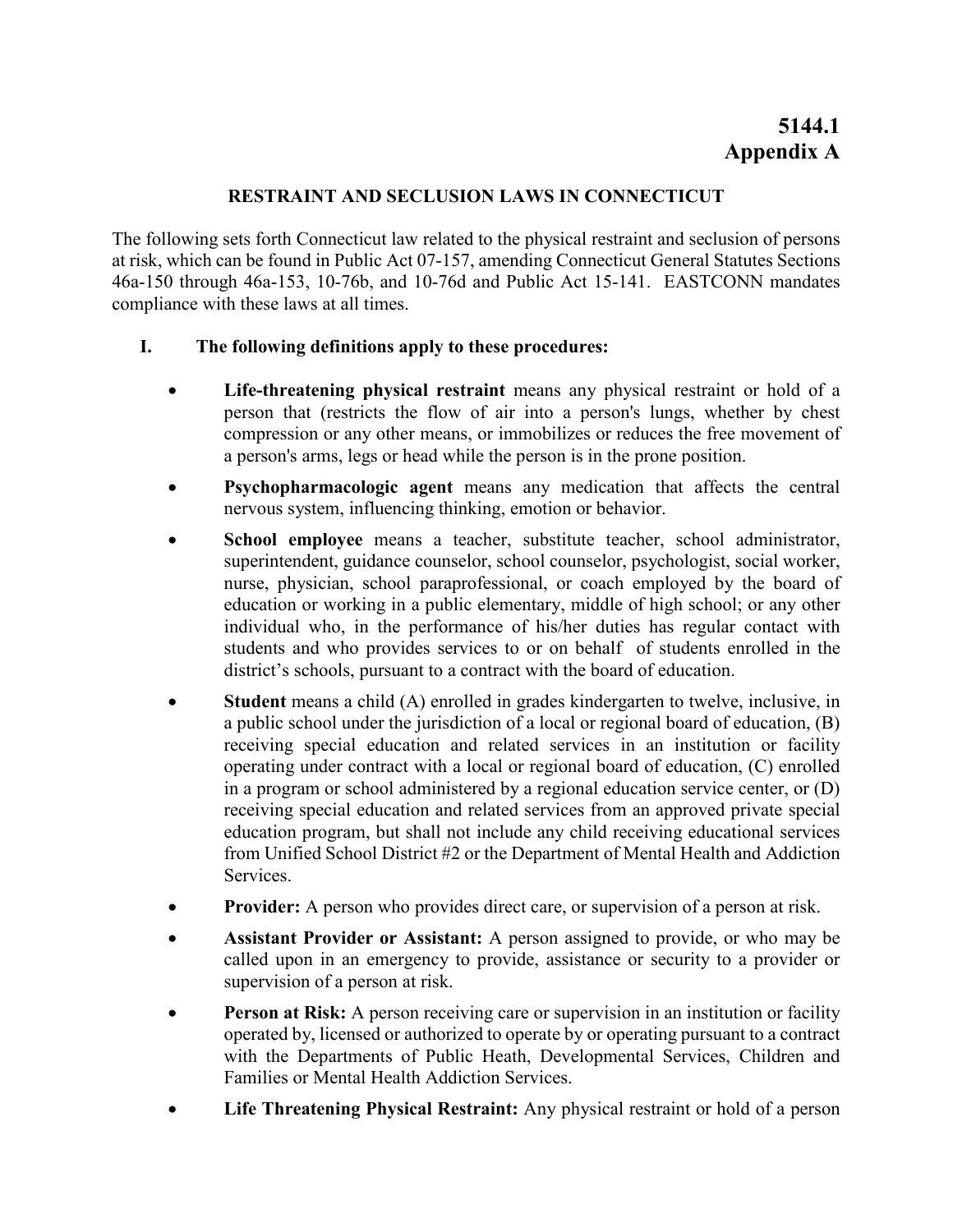# 5144.1
# Appendix A

## RESTRAINT AND SECLUSION LAWS IN CONNECTICUT

The following sets forth Connecticut law related to the physical restraint and seclusion of persons at risk, which can be found in Public Act 07-157, amending Connecticut General Statutes Sections 46a-150 through 46a-153, 10-76b, and 10-76d and Public Act 15-141. EASTCONN mandates compliance with these laws at all times.

### I. The following definitions apply to these procedures:

- **Life-threatening physical restraint** means any physical restraint or hold of a person that (restricts the flow of air into a person's lungs, whether by chest compression or any other means, or immobilizes or reduces the free movement of a person's arms, legs or head while the person is in the prone position.
- **Psychopharmacologic agent** means any medication that affects the central nervous system, influencing thinking, emotion or behavior.
- **School employee** means a teacher, substitute teacher, school administrator, superintendent, guidance counselor, school counselor, psychologist, social worker, nurse, physician, school paraprofessional, or coach employed by the board of education or working in a public elementary, middle of high school; or any other individual who, in the performance of his/her duties has regular contact with students and who provides services to or on behalf of students enrolled in the district's schools, pursuant to a contract with the board of education.
- **Student** means a child (A) enrolled in grades kindergarten to twelve, inclusive, in a public school under the jurisdiction of a local or regional board of education, (B) receiving special education and related services in an institution or facility operating under contract with a local or regional board of education, (C) enrolled in a program or school administered by a regional education service center, or (D) receiving special education and related services from an approved private special education program, but shall not include any child receiving educational services from Unified School District #2 or the Department of Mental Health and Addiction Services.
- **Provider:** A person who provides direct care, or supervision of a person at risk.
- **Assistant Provider or Assistant:** A person assigned to provide, or who may be called upon in an emergency to provide, assistance or security to a provider or supervision of a person at risk.
- **Person at Risk:** A person receiving care or supervision in an institution or facility operated by, licensed or authorized to operate by or operating pursuant to a contract with the Departments of Public Heath, Developmental Services, Children and Families or Mental Health Addiction Services.
- **Life Threatening Physical Restraint:** Any physical restraint or hold of a person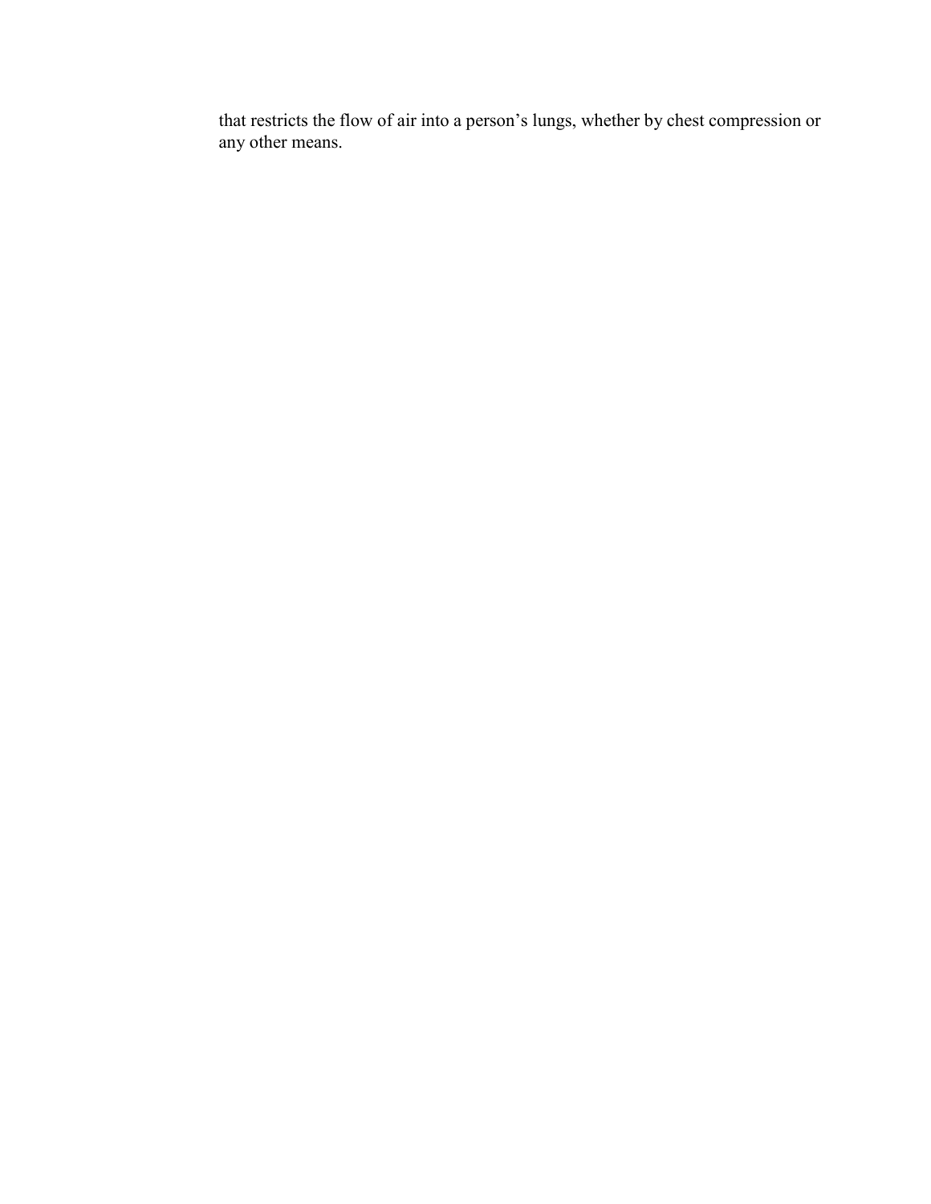that restricts the flow of air into a person’s lungs, whether by chest compression or any other means.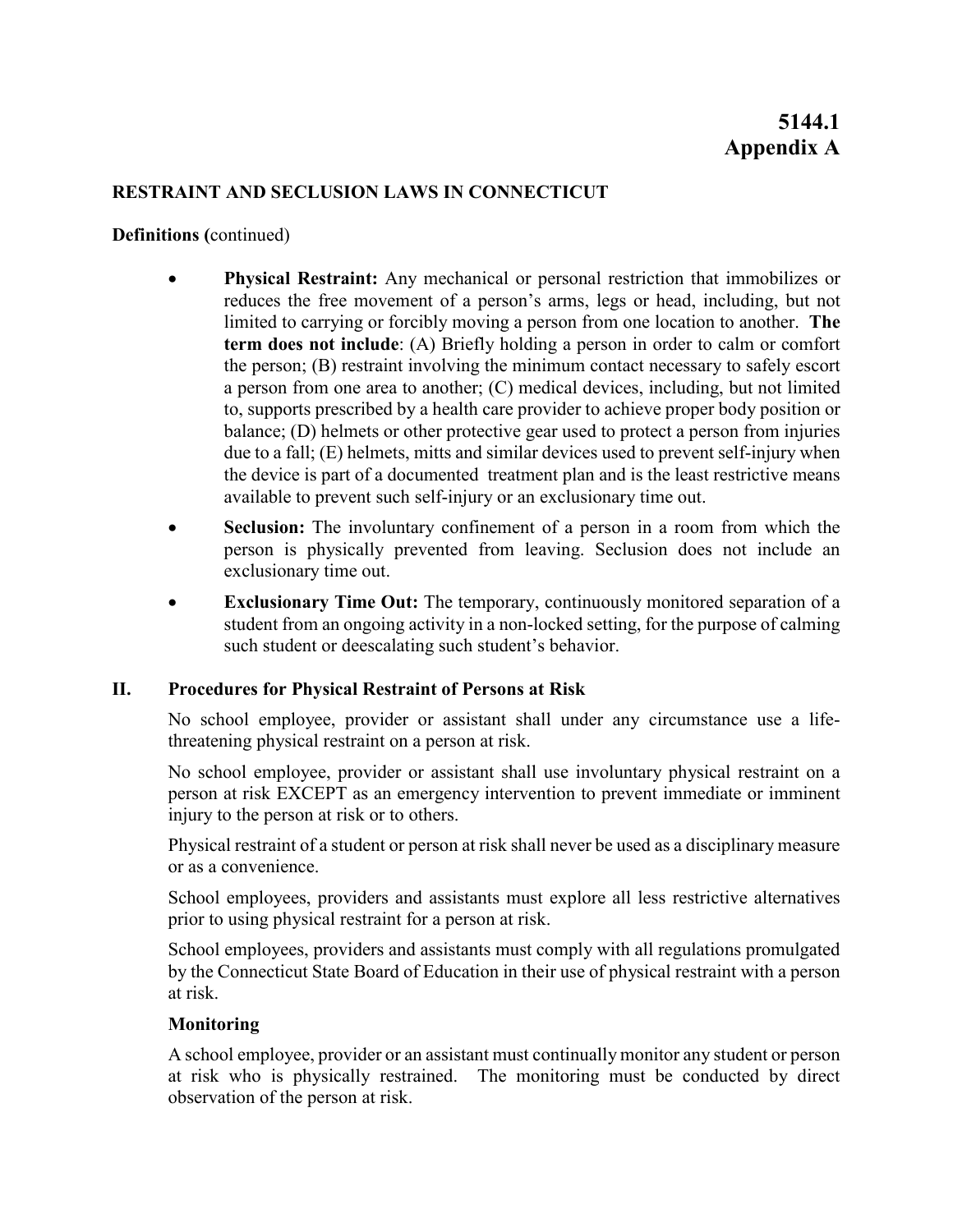# 5144.1
# Appendix A

**RESTRAINT AND SECLUSION LAWS IN CONNECTICUT**

**Definitions (**continued)

- **Physical Restraint:** Any mechanical or personal restriction that immobilizes or reduces the free movement of a person's arms, legs or head, including, but not limited to carrying or forcibly moving a person from one location to another. **The term does not include**: (A) Briefly holding a person in order to calm or comfort the person; (B) restraint involving the minimum contact necessary to safely escort a person from one area to another; (C) medical devices, including, but not limited to, supports prescribed by a health care provider to achieve proper body position or balance; (D) helmets or other protective gear used to protect a person from injuries due to a fall; (E) helmets, mitts and similar devices used to prevent self-injury when the device is part of a documented treatment plan and is the least restrictive means available to prevent such self-injury or an exclusionary time out.
- **Seclusion:** The involuntary confinement of a person in a room from which the person is physically prevented from leaving. Seclusion does not include an exclusionary time out.
- **Exclusionary Time Out:** The temporary, continuously monitored separation of a student from an ongoing activity in a non-locked setting, for the purpose of calming such student or deescalating such student's behavior.

## II. Procedures for Physical Restraint of Persons at Risk

No school employee, provider or assistant shall under any circumstance use a life-threatening physical restraint on a person at risk.

No school employee, provider or assistant shall use involuntary physical restraint on a person at risk EXCEPT as an emergency intervention to prevent immediate or imminent injury to the person at risk or to others.

Physical restraint of a student or person at risk shall never be used as a disciplinary measure or as a convenience.

School employees, providers and assistants must explore all less restrictive alternatives prior to using physical restraint for a person at risk.

School employees, providers and assistants must comply with all regulations promulgated by the Connecticut State Board of Education in their use of physical restraint with a person at risk.

### Monitoring

A school employee, provider or an assistant must continually monitor any student or person at risk who is physically restrained. The monitoring must be conducted by direct observation of the person at risk.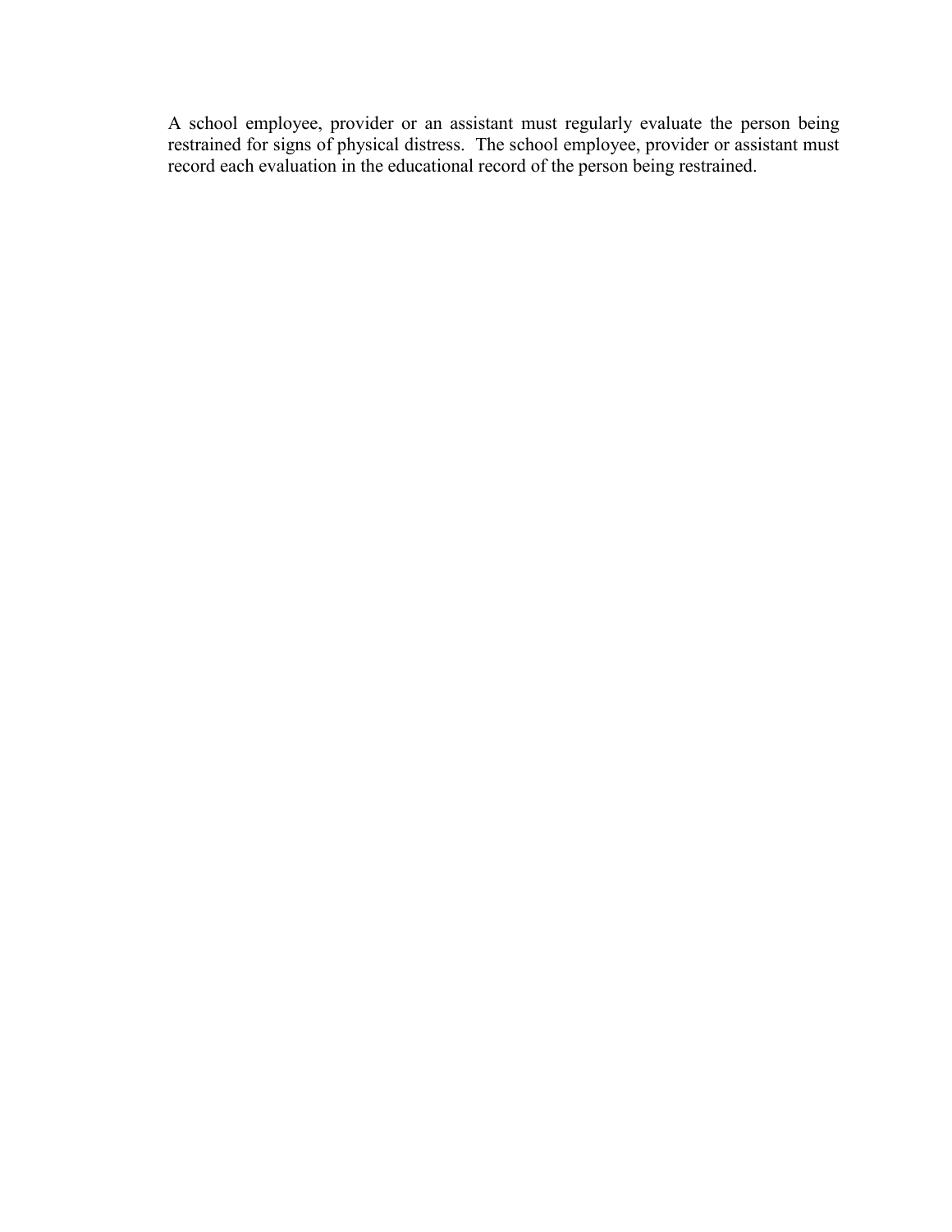A school employee, provider or an assistant must regularly evaluate the person being restrained for signs of physical distress. The school employee, provider or assistant must record each evaluation in the educational record of the person being restrained.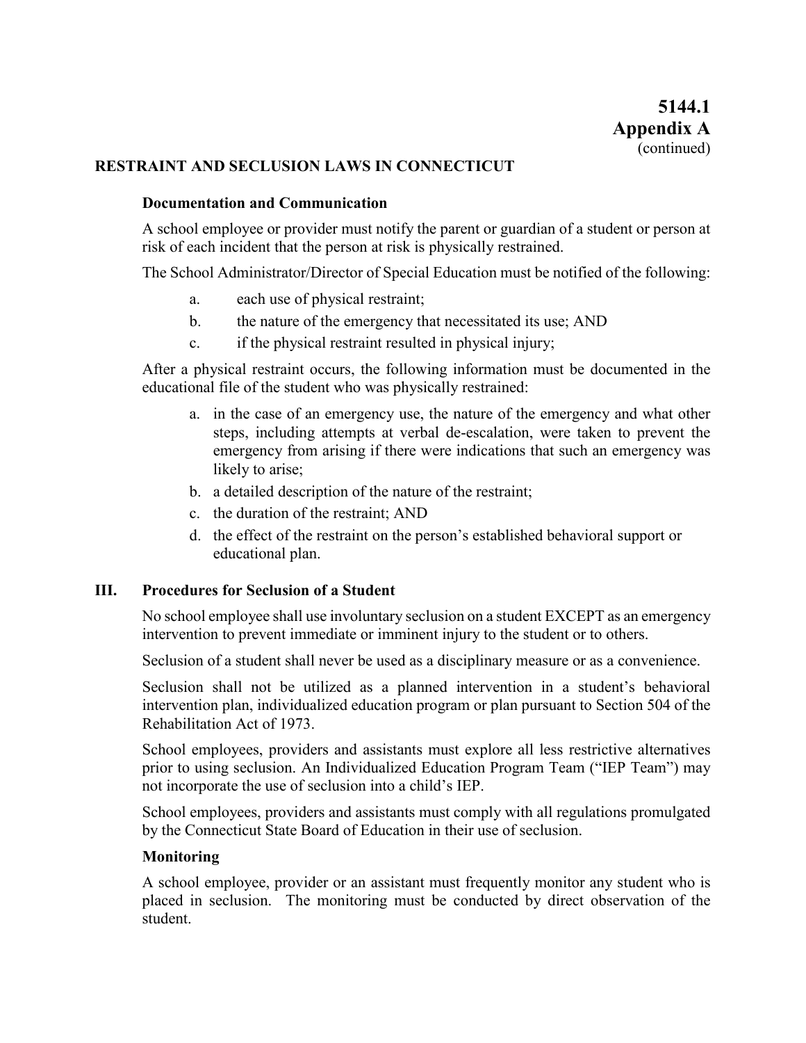**5144.1**
**Appendix A**
(continued)

## RESTRAINT AND SECLUSION LAWS IN CONNECTICUT

### Documentation and Communication

A school employee or provider must notify the parent or guardian of a student or person at risk of each incident that the person at risk is physically restrained.

The School Administrator/Director of Special Education must be notified of the following:

a. each use of physical restraint;
b. the nature of the emergency that necessitated its use; AND
c. if the physical restraint resulted in physical injury;

After a physical restraint occurs, the following information must be documented in the educational file of the student who was physically restrained:

a. in the case of an emergency use, the nature of the emergency and what other steps, including attempts at verbal de-escalation, were taken to prevent the emergency from arising if there were indications that such an emergency was likely to arise;
b. a detailed description of the nature of the restraint;
c. the duration of the restraint; AND
d. the effect of the restraint on the person's established behavioral support or educational plan.

## III. Procedures for Seclusion of a Student

No school employee shall use involuntary seclusion on a student EXCEPT as an emergency intervention to prevent immediate or imminent injury to the student or to others.

Seclusion of a student shall never be used as a disciplinary measure or as a convenience.

Seclusion shall not be utilized as a planned intervention in a student's behavioral intervention plan, individualized education program or plan pursuant to Section 504 of the Rehabilitation Act of 1973.

School employees, providers and assistants must explore all less restrictive alternatives prior to using seclusion. An Individualized Education Program Team ("IEP Team") may not incorporate the use of seclusion into a child's IEP.

School employees, providers and assistants must comply with all regulations promulgated by the Connecticut State Board of Education in their use of seclusion.

### Monitoring

A school employee, provider or an assistant must frequently monitor any student who is placed in seclusion. The monitoring must be conducted by direct observation of the student.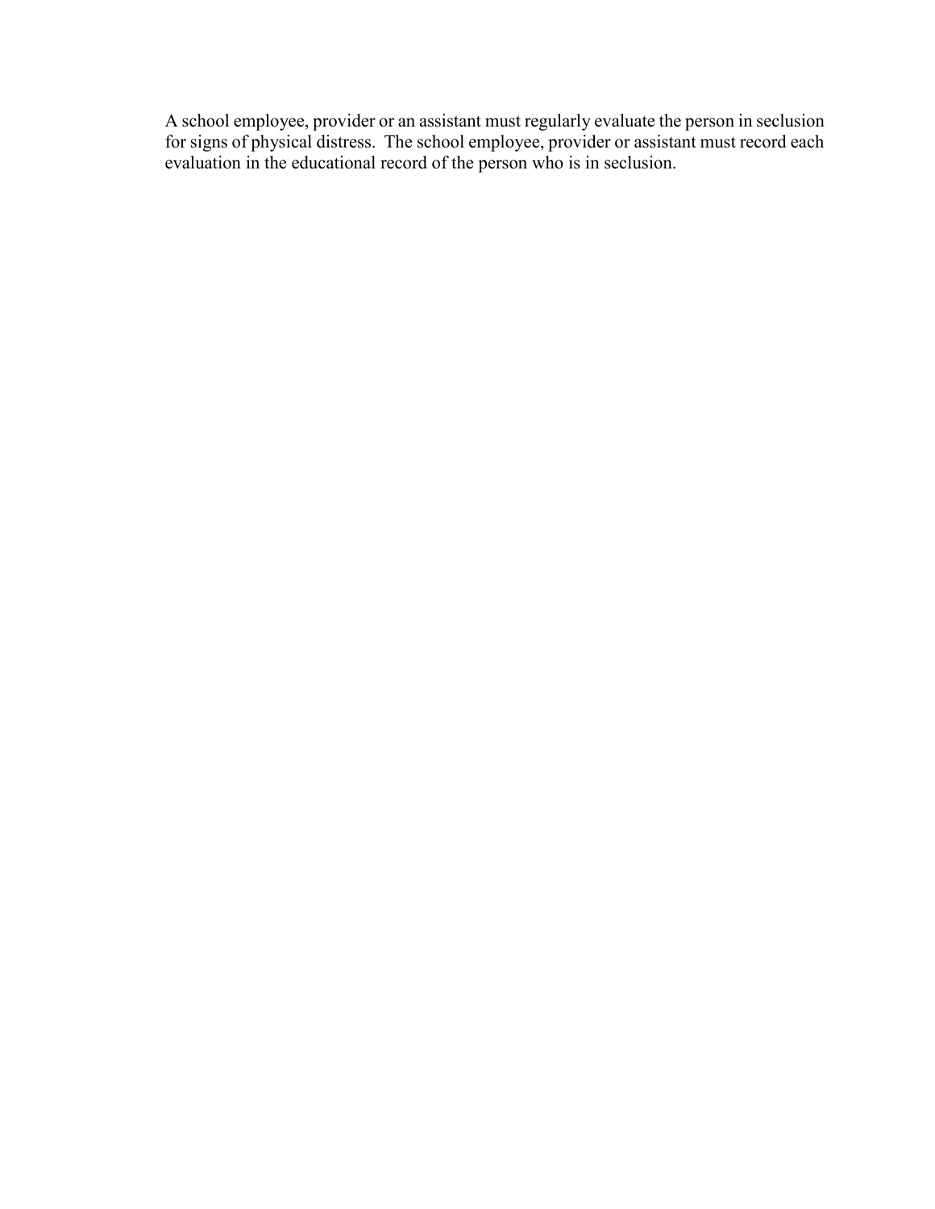A school employee, provider or an assistant must regularly evaluate the person in seclusion for signs of physical distress. The school employee, provider or assistant must record each evaluation in the educational record of the person who is in seclusion.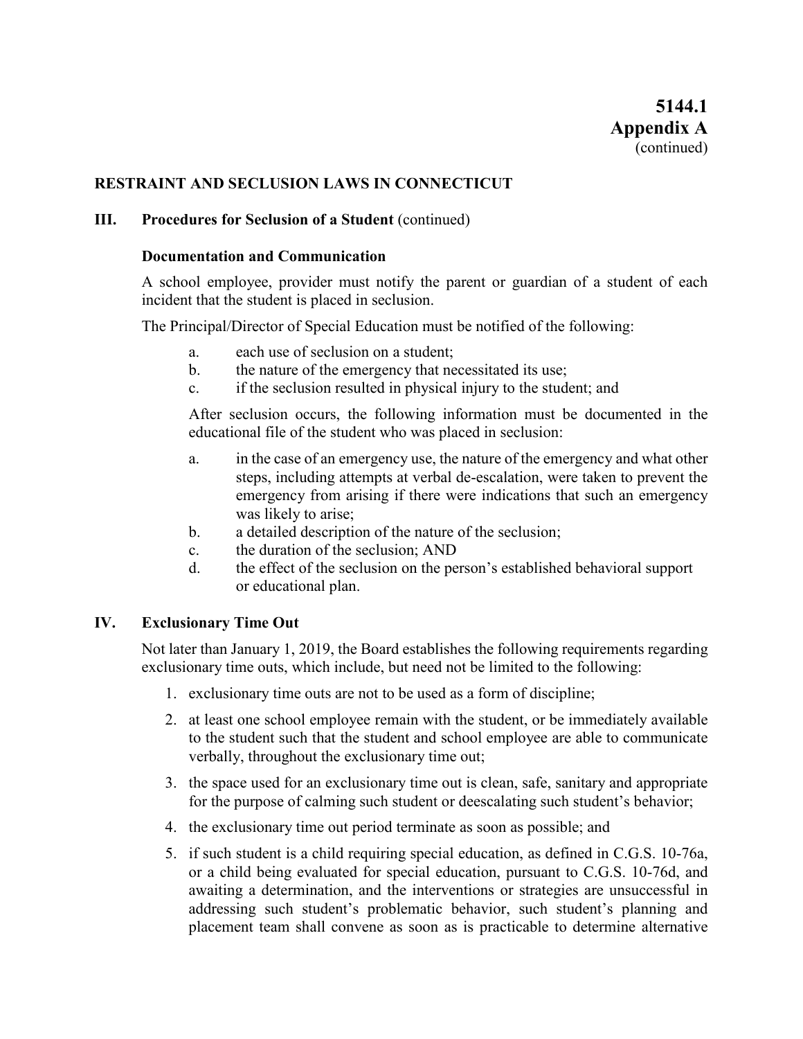**5144.1**
**Appendix A**
(continued)

## RESTRAINT AND SECLUSION LAWS IN CONNECTICUT

### III. Procedures for Seclusion of a Student (continued)

#### Documentation and Communication

A school employee, provider must notify the parent or guardian of a student of each incident that the student is placed in seclusion.

The Principal/Director of Special Education must be notified of the following:

a. each use of seclusion on a student;
b. the nature of the emergency that necessitated its use;
c. if the seclusion resulted in physical injury to the student; and

After seclusion occurs, the following information must be documented in the educational file of the student who was placed in seclusion:

a. in the case of an emergency use, the nature of the emergency and what other steps, including attempts at verbal de-escalation, were taken to prevent the emergency from arising if there were indications that such an emergency was likely to arise;
b. a detailed description of the nature of the seclusion;
c. the duration of the seclusion; AND
d. the effect of the seclusion on the person's established behavioral support or educational plan.

### IV. Exclusionary Time Out

Not later than January 1, 2019, the Board establishes the following requirements regarding exclusionary time outs, which include, but need not be limited to the following:

1. exclusionary time outs are not to be used as a form of discipline;
2. at least one school employee remain with the student, or be immediately available to the student such that the student and school employee are able to communicate verbally, throughout the exclusionary time out;
3. the space used for an exclusionary time out is clean, safe, sanitary and appropriate for the purpose of calming such student or deescalating such student's behavior;
4. the exclusionary time out period terminate as soon as possible; and
5. if such student is a child requiring special education, as defined in C.G.S. 10-76a, or a child being evaluated for special education, pursuant to C.G.S. 10-76d, and awaiting a determination, and the interventions or strategies are unsuccessful in addressing such student's problematic behavior, such student's planning and placement team shall convene as soon as is practicable to determine alternative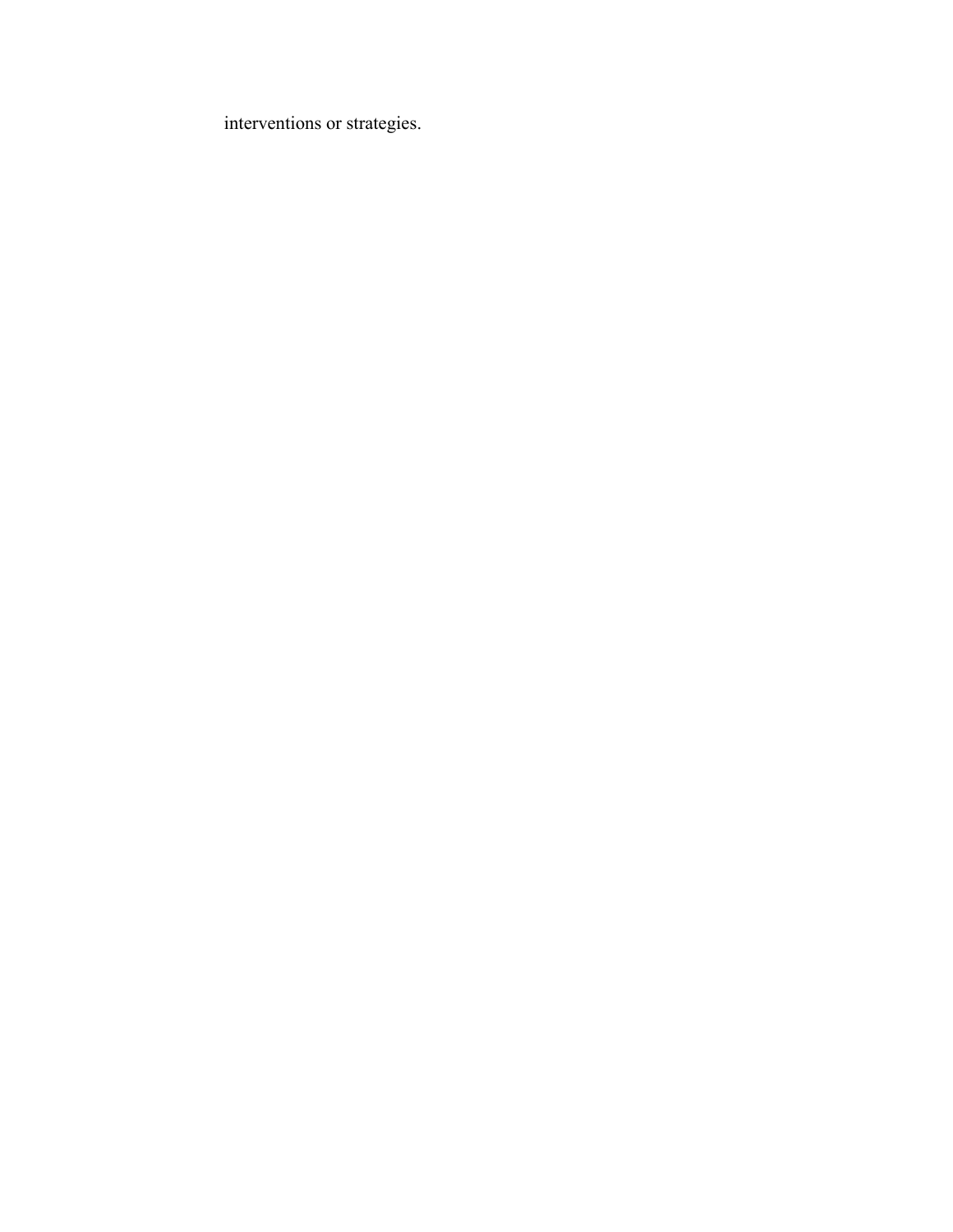interventions or strategies.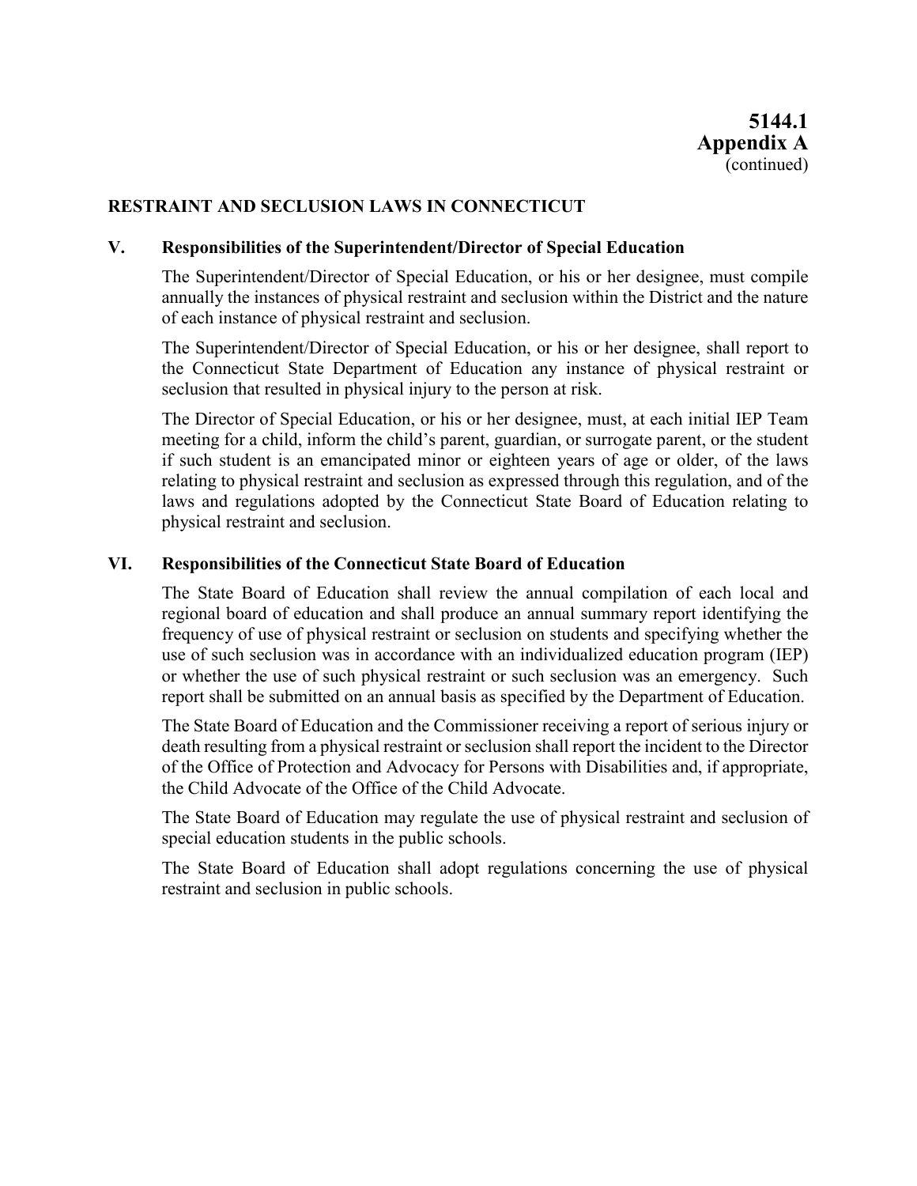## RESTRAINT AND SECLUSION LAWS IN CONNECTICUT

### V. Responsibilities of the Superintendent/Director of Special Education

The Superintendent/Director of Special Education, or his or her designee, must compile annually the instances of physical restraint and seclusion within the District and the nature of each instance of physical restraint and seclusion.

The Superintendent/Director of Special Education, or his or her designee, shall report to the Connecticut State Department of Education any instance of physical restraint or seclusion that resulted in physical injury to the person at risk.

The Director of Special Education, or his or her designee, must, at each initial IEP Team meeting for a child, inform the child's parent, guardian, or surrogate parent, or the student if such student is an emancipated minor or eighteen years of age or older, of the laws relating to physical restraint and seclusion as expressed through this regulation, and of the laws and regulations adopted by the Connecticut State Board of Education relating to physical restraint and seclusion.

### VI. Responsibilities of the Connecticut State Board of Education

The State Board of Education shall review the annual compilation of each local and regional board of education and shall produce an annual summary report identifying the frequency of use of physical restraint or seclusion on students and specifying whether the use of such seclusion was in accordance with an individualized education program (IEP) or whether the use of such physical restraint or such seclusion was an emergency. Such report shall be submitted on an annual basis as specified by the Department of Education.

The State Board of Education and the Commissioner receiving a report of serious injury or death resulting from a physical restraint or seclusion shall report the incident to the Director of the Office of Protection and Advocacy for Persons with Disabilities and, if appropriate, the Child Advocate of the Office of the Child Advocate.

The State Board of Education may regulate the use of physical restraint and seclusion of special education students in the public schools.

The State Board of Education shall adopt regulations concerning the use of physical restraint and seclusion in public schools.